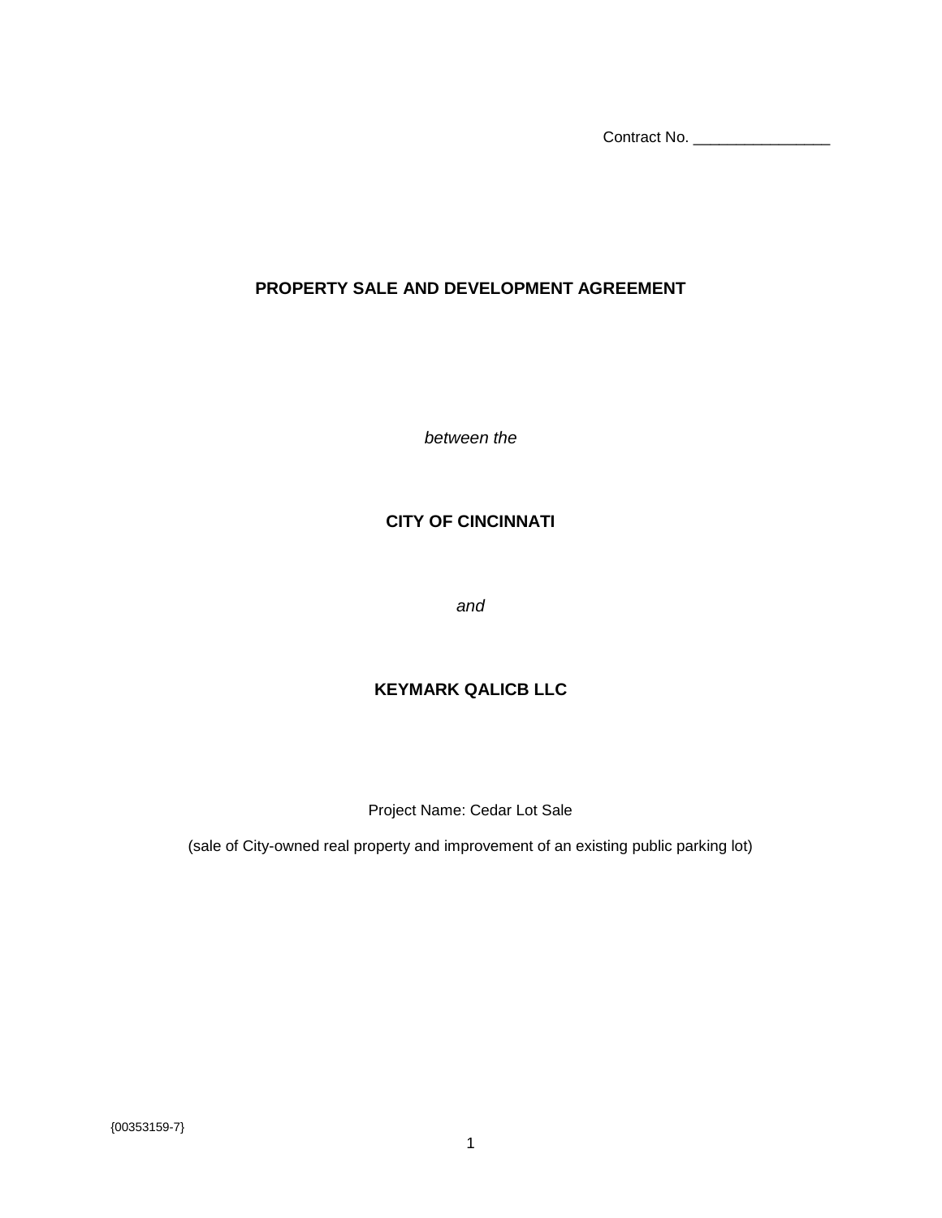Contract No. ________________

# PROPERTY SALE AND DEVELOPMENT AGREEMENT

*between the*

**CITY OF CINCINNATI**

*and*

**KEYMARK QALICB LLC**

Project Name: Cedar Lot Sale

(sale of City-owned real property and improvement of an existing public parking lot)

{00353159-7}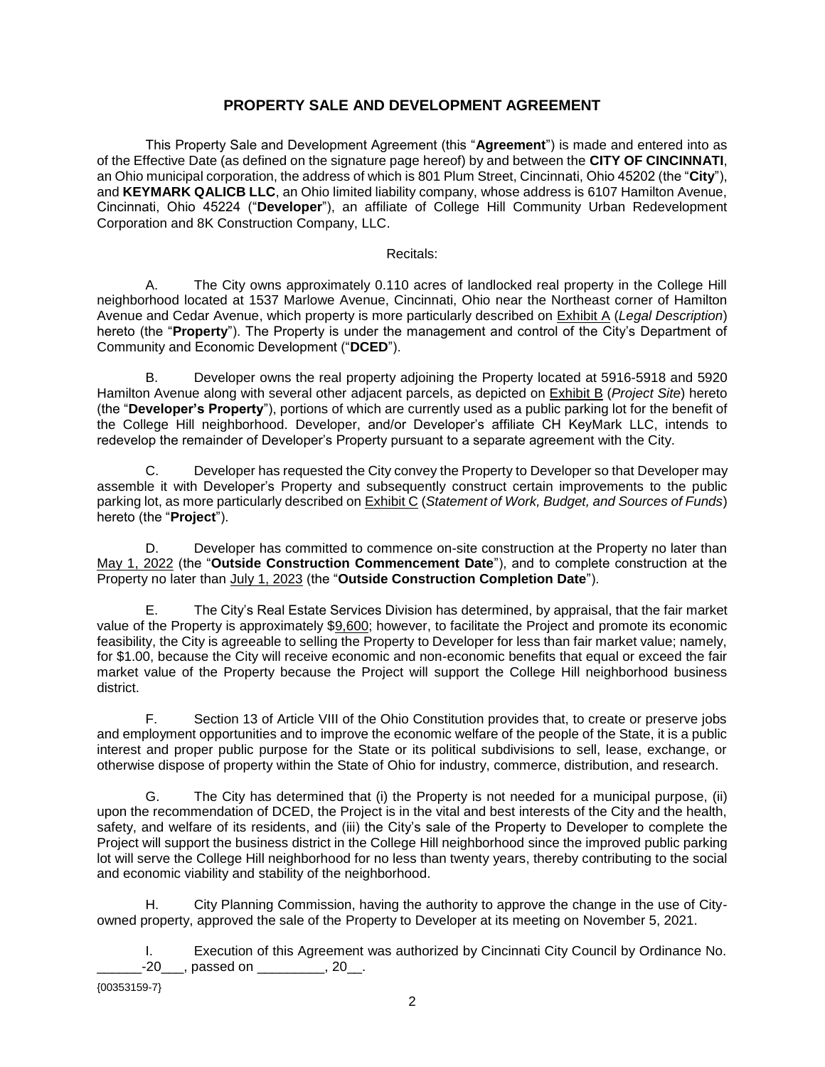# PROPERTY SALE AND DEVELOPMENT AGREEMENT

This Property Sale and Development Agreement (this "**Agreement**") is made and entered into as of the Effective Date (as defined on the signature page hereof) by and between the **CITY OF CINCINNATI**, an Ohio municipal corporation, the address of which is 801 Plum Street, Cincinnati, Ohio 45202 (the "**City**"), and **KEYMARK QALICB LLC**, an Ohio limited liability company, whose address is 6107 Hamilton Avenue, Cincinnati, Ohio 45224 ("**Developer**"), an affiliate of College Hill Community Urban Redevelopment Corporation and 8K Construction Company, LLC.

Recitals:

A. The City owns approximately 0.110 acres of landlocked real property in the College Hill neighborhood located at 1537 Marlowe Avenue, Cincinnati, Ohio near the Northeast corner of Hamilton Avenue and Cedar Avenue, which property is more particularly described on Exhibit A (*Legal Description*) hereto (the "**Property**"). The Property is under the management and control of the City's Department of Community and Economic Development ("**DCED**").

B. Developer owns the real property adjoining the Property located at 5916-5918 and 5920 Hamilton Avenue along with several other adjacent parcels, as depicted on Exhibit B (*Project Site*) hereto (the "**Developer's Property**"), portions of which are currently used as a public parking lot for the benefit of the College Hill neighborhood. Developer, and/or Developer's affiliate CH KeyMark LLC, intends to redevelop the remainder of Developer's Property pursuant to a separate agreement with the City.

C. Developer has requested the City convey the Property to Developer so that Developer may assemble it with Developer's Property and subsequently construct certain improvements to the public parking lot, as more particularly described on Exhibit C (*Statement of Work, Budget, and Sources of Funds*) hereto (the "**Project**").

D. Developer has committed to commence on-site construction at the Property no later than May 1, 2022 (the "**Outside Construction Commencement Date**"), and to complete construction at the Property no later than July 1, 2023 (the "**Outside Construction Completion Date**").

E. The City's Real Estate Services Division has determined, by appraisal, that the fair market value of the Property is approximately $9,600; however, to facilitate the Project and promote its economic feasibility, the City is agreeable to selling the Property to Developer for less than fair market value; namely, for $1.00, because the City will receive economic and non-economic benefits that equal or exceed the fair market value of the Property because the Project will support the College Hill neighborhood business district.

F. Section 13 of Article VIII of the Ohio Constitution provides that, to create or preserve jobs and employment opportunities and to improve the economic welfare of the people of the State, it is a public interest and proper public purpose for the State or its political subdivisions to sell, lease, exchange, or otherwise dispose of property within the State of Ohio for industry, commerce, distribution, and research.

G. The City has determined that (i) the Property is not needed for a municipal purpose, (ii) upon the recommendation of DCED, the Project is in the vital and best interests of the City and the health, safety, and welfare of its residents, and (iii) the City's sale of the Property to Developer to complete the Project will support the business district in the College Hill neighborhood since the improved public parking lot will serve the College Hill neighborhood for no less than twenty years, thereby contributing to the social and economic viability and stability of the neighborhood.

H. City Planning Commission, having the authority to approve the change in the use of City-owned property, approved the sale of the Property to Developer at its meeting on November 5, 2021.

I. Execution of this Agreement was authorized by Cincinnati City Council by Ordinance No. ______-20___, passed on _________, 20__.

{00353159-7}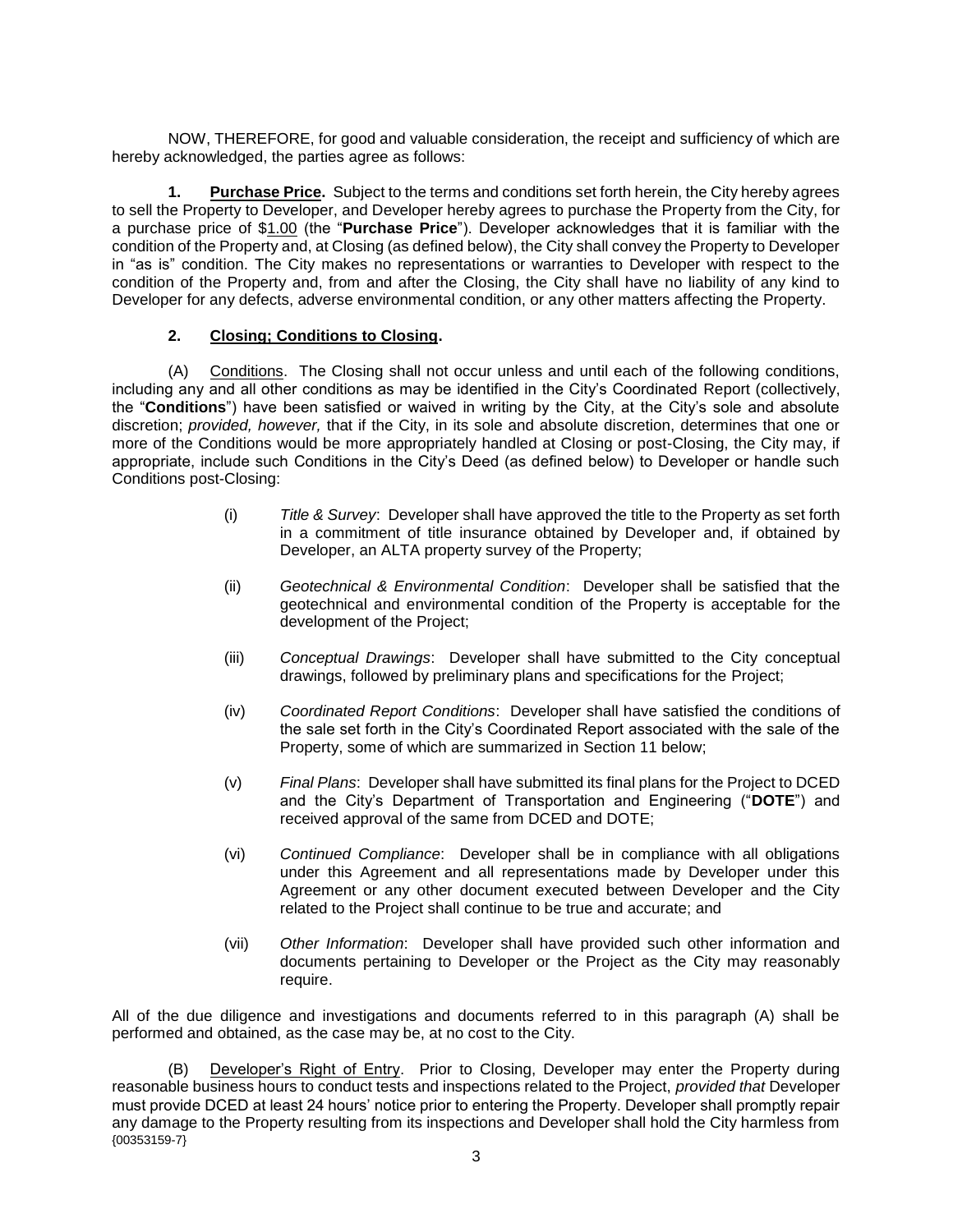NOW, THEREFORE, for good and valuable consideration, the receipt and sufficiency of which are hereby acknowledged, the parties agree as follows:

**1. Purchase Price.** Subject to the terms and conditions set forth herein, the City hereby agrees to sell the Property to Developer, and Developer hereby agrees to purchase the Property from the City, for a purchase price of $1.00 (the "**Purchase Price**"). Developer acknowledges that it is familiar with the condition of the Property and, at Closing (as defined below), the City shall convey the Property to Developer in "as is" condition. The City makes no representations or warranties to Developer with respect to the condition of the Property and, from and after the Closing, the City shall have no liability of any kind to Developer for any defects, adverse environmental condition, or any other matters affecting the Property.

**2. Closing; Conditions to Closing.**

(A) Conditions. The Closing shall not occur unless and until each of the following conditions, including any and all other conditions as may be identified in the City's Coordinated Report (collectively, the "**Conditions**") have been satisfied or waived in writing by the City, at the City's sole and absolute discretion; *provided, however,* that if the City, in its sole and absolute discretion, determines that one or more of the Conditions would be more appropriately handled at Closing or post-Closing, the City may, if appropriate, include such Conditions in the City's Deed (as defined below) to Developer or handle such Conditions post-Closing:

(i) *Title & Survey*: Developer shall have approved the title to the Property as set forth in a commitment of title insurance obtained by Developer and, if obtained by Developer, an ALTA property survey of the Property;

(ii) *Geotechnical & Environmental Condition*: Developer shall be satisfied that the geotechnical and environmental condition of the Property is acceptable for the development of the Project;

(iii) *Conceptual Drawings*: Developer shall have submitted to the City conceptual drawings, followed by preliminary plans and specifications for the Project;

(iv) *Coordinated Report Conditions*: Developer shall have satisfied the conditions of the sale set forth in the City's Coordinated Report associated with the sale of the Property, some of which are summarized in Section 11 below;

(v) *Final Plans*: Developer shall have submitted its final plans for the Project to DCED and the City's Department of Transportation and Engineering ("**DOTE**") and received approval of the same from DCED and DOTE;

(vi) *Continued Compliance*: Developer shall be in compliance with all obligations under this Agreement and all representations made by Developer under this Agreement or any other document executed between Developer and the City related to the Project shall continue to be true and accurate; and

(vii) *Other Information*: Developer shall have provided such other information and documents pertaining to Developer or the Project as the City may reasonably require.

All of the due diligence and investigations and documents referred to in this paragraph (A) shall be performed and obtained, as the case may be, at no cost to the City.

(B) Developer's Right of Entry. Prior to Closing, Developer may enter the Property during reasonable business hours to conduct tests and inspections related to the Project, *provided that* Developer must provide DCED at least 24 hours' notice prior to entering the Property. Developer shall promptly repair any damage to the Property resulting from its inspections and Developer shall hold the City harmless from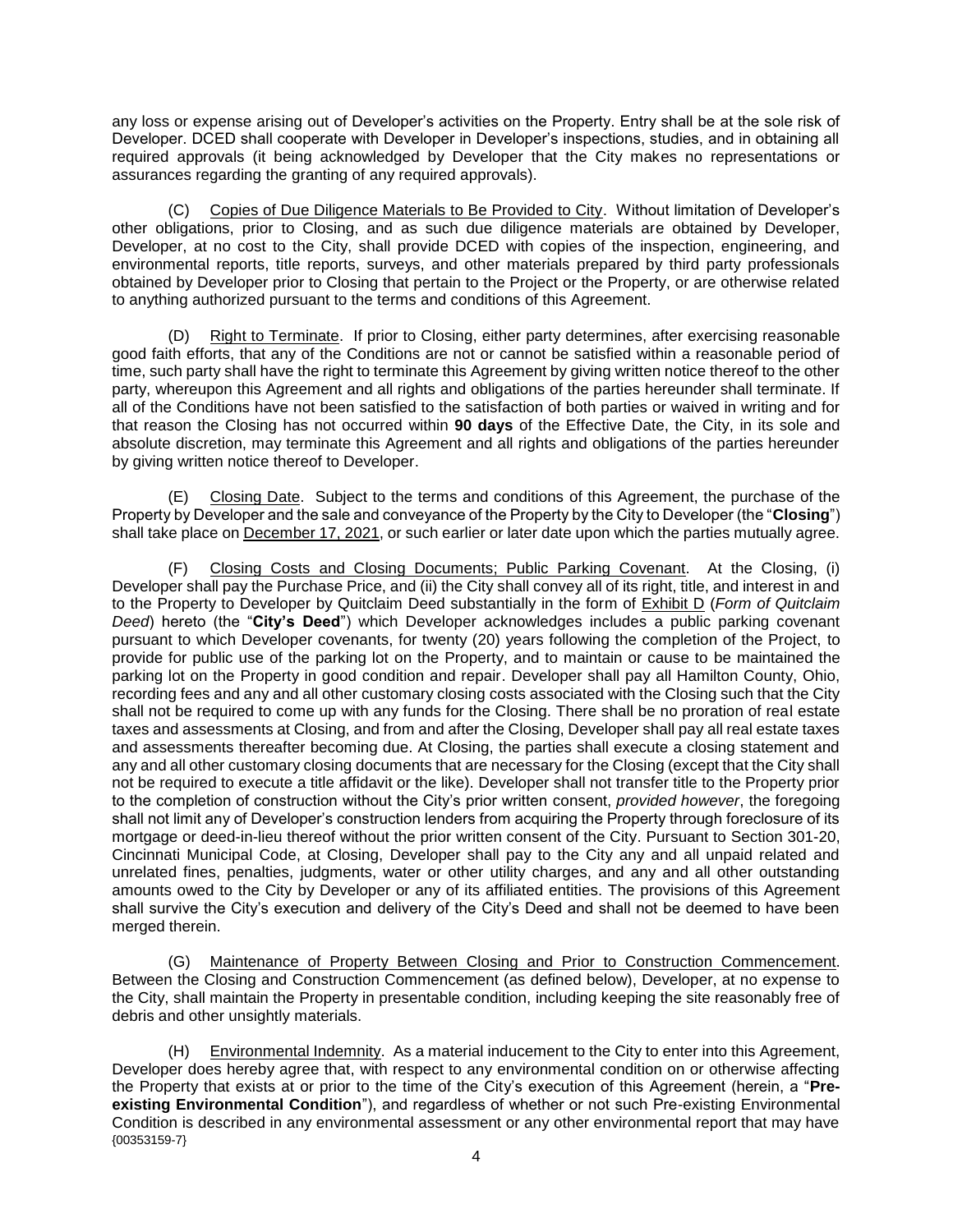any loss or expense arising out of Developer's activities on the Property. Entry shall be at the sole risk of Developer. DCED shall cooperate with Developer in Developer's inspections, studies, and in obtaining all required approvals (it being acknowledged by Developer that the City makes no representations or assurances regarding the granting of any required approvals).

(C) Copies of Due Diligence Materials to Be Provided to City. Without limitation of Developer's other obligations, prior to Closing, and as such due diligence materials are obtained by Developer, Developer, at no cost to the City, shall provide DCED with copies of the inspection, engineering, and environmental reports, title reports, surveys, and other materials prepared by third party professionals obtained by Developer prior to Closing that pertain to the Project or the Property, or are otherwise related to anything authorized pursuant to the terms and conditions of this Agreement.

(D) Right to Terminate. If prior to Closing, either party determines, after exercising reasonable good faith efforts, that any of the Conditions are not or cannot be satisfied within a reasonable period of time, such party shall have the right to terminate this Agreement by giving written notice thereof to the other party, whereupon this Agreement and all rights and obligations of the parties hereunder shall terminate. If all of the Conditions have not been satisfied to the satisfaction of both parties or waived in writing and for that reason the Closing has not occurred within **90 days** of the Effective Date, the City, in its sole and absolute discretion, may terminate this Agreement and all rights and obligations of the parties hereunder by giving written notice thereof to Developer.

(E) Closing Date. Subject to the terms and conditions of this Agreement, the purchase of the Property by Developer and the sale and conveyance of the Property by the City to Developer (the "**Closing**") shall take place on December 17, 2021, or such earlier or later date upon which the parties mutually agree.

(F) Closing Costs and Closing Documents; Public Parking Covenant. At the Closing, (i) Developer shall pay the Purchase Price, and (ii) the City shall convey all of its right, title, and interest in and to the Property to Developer by Quitclaim Deed substantially in the form of Exhibit D (*Form of Quitclaim Deed*) hereto (the "**City's Deed**") which Developer acknowledges includes a public parking covenant pursuant to which Developer covenants, for twenty (20) years following the completion of the Project, to provide for public use of the parking lot on the Property, and to maintain or cause to be maintained the parking lot on the Property in good condition and repair. Developer shall pay all Hamilton County, Ohio, recording fees and any and all other customary closing costs associated with the Closing such that the City shall not be required to come up with any funds for the Closing. There shall be no proration of real estate taxes and assessments at Closing, and from and after the Closing, Developer shall pay all real estate taxes and assessments thereafter becoming due. At Closing, the parties shall execute a closing statement and any and all other customary closing documents that are necessary for the Closing (except that the City shall not be required to execute a title affidavit or the like). Developer shall not transfer title to the Property prior to the completion of construction without the City's prior written consent, *provided however*, the foregoing shall not limit any of Developer's construction lenders from acquiring the Property through foreclosure of its mortgage or deed-in-lieu thereof without the prior written consent of the City. Pursuant to Section 301-20, Cincinnati Municipal Code, at Closing, Developer shall pay to the City any and all unpaid related and unrelated fines, penalties, judgments, water or other utility charges, and any and all other outstanding amounts owed to the City by Developer or any of its affiliated entities. The provisions of this Agreement shall survive the City's execution and delivery of the City's Deed and shall not be deemed to have been merged therein.

(G) Maintenance of Property Between Closing and Prior to Construction Commencement. Between the Closing and Construction Commencement (as defined below), Developer, at no expense to the City, shall maintain the Property in presentable condition, including keeping the site reasonably free of debris and other unsightly materials.

(H) Environmental Indemnity. As a material inducement to the City to enter into this Agreement, Developer does hereby agree that, with respect to any environmental condition on or otherwise affecting the Property that exists at or prior to the time of the City's execution of this Agreement (herein, a "**Pre-existing Environmental Condition**"), and regardless of whether or not such Pre-existing Environmental Condition is described in any environmental assessment or any other environmental report that may have

{00353159-7}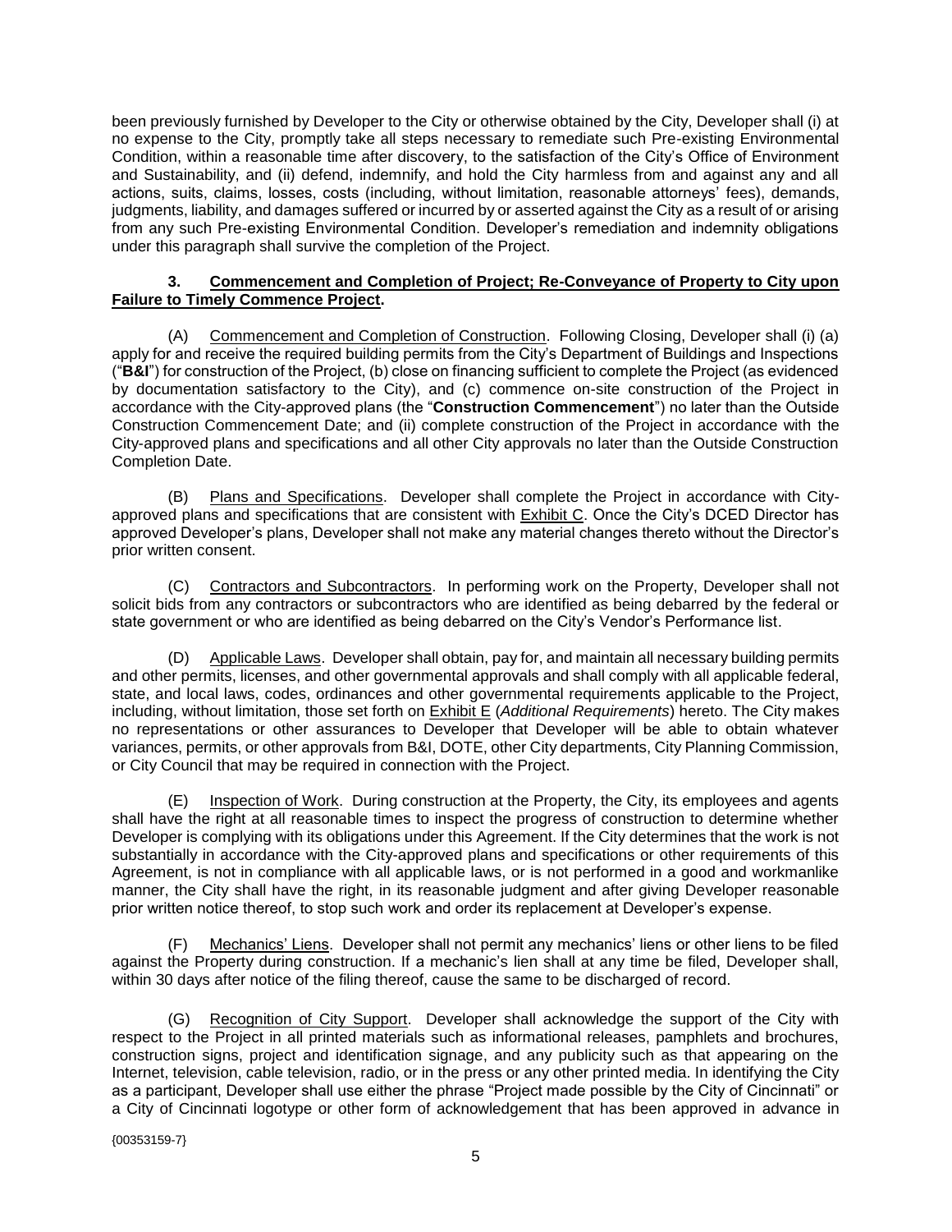been previously furnished by Developer to the City or otherwise obtained by the City, Developer shall (i) at no expense to the City, promptly take all steps necessary to remediate such Pre-existing Environmental Condition, within a reasonable time after discovery, to the satisfaction of the City's Office of Environment and Sustainability, and (ii) defend, indemnify, and hold the City harmless from and against any and all actions, suits, claims, losses, costs (including, without limitation, reasonable attorneys' fees), demands, judgments, liability, and damages suffered or incurred by or asserted against the City as a result of or arising from any such Pre-existing Environmental Condition. Developer's remediation and indemnity obligations under this paragraph shall survive the completion of the Project.

**3. Commencement and Completion of Project; Re-Conveyance of Property to City upon Failure to Timely Commence Project.**

(A) Commencement and Completion of Construction. Following Closing, Developer shall (i) (a) apply for and receive the required building permits from the City's Department of Buildings and Inspections ("**B&I**") for construction of the Project, (b) close on financing sufficient to complete the Project (as evidenced by documentation satisfactory to the City), and (c) commence on-site construction of the Project in accordance with the City-approved plans (the "**Construction Commencement**") no later than the Outside Construction Commencement Date; and (ii) complete construction of the Project in accordance with the City-approved plans and specifications and all other City approvals no later than the Outside Construction Completion Date.

(B) Plans and Specifications. Developer shall complete the Project in accordance with City-approved plans and specifications that are consistent with Exhibit C. Once the City's DCED Director has approved Developer's plans, Developer shall not make any material changes thereto without the Director's prior written consent.

(C) Contractors and Subcontractors. In performing work on the Property, Developer shall not solicit bids from any contractors or subcontractors who are identified as being debarred by the federal or state government or who are identified as being debarred on the City's Vendor's Performance list.

(D) Applicable Laws. Developer shall obtain, pay for, and maintain all necessary building permits and other permits, licenses, and other governmental approvals and shall comply with all applicable federal, state, and local laws, codes, ordinances and other governmental requirements applicable to the Project, including, without limitation, those set forth on Exhibit E (*Additional Requirements*) hereto. The City makes no representations or other assurances to Developer that Developer will be able to obtain whatever variances, permits, or other approvals from B&I, DOTE, other City departments, City Planning Commission, or City Council that may be required in connection with the Project.

(E) Inspection of Work. During construction at the Property, the City, its employees and agents shall have the right at all reasonable times to inspect the progress of construction to determine whether Developer is complying with its obligations under this Agreement. If the City determines that the work is not substantially in accordance with the City-approved plans and specifications or other requirements of this Agreement, is not in compliance with all applicable laws, or is not performed in a good and workmanlike manner, the City shall have the right, in its reasonable judgment and after giving Developer reasonable prior written notice thereof, to stop such work and order its replacement at Developer's expense.

(F) Mechanics' Liens. Developer shall not permit any mechanics' liens or other liens to be filed against the Property during construction. If a mechanic's lien shall at any time be filed, Developer shall, within 30 days after notice of the filing thereof, cause the same to be discharged of record.

(G) Recognition of City Support. Developer shall acknowledge the support of the City with respect to the Project in all printed materials such as informational releases, pamphlets and brochures, construction signs, project and identification signage, and any publicity such as that appearing on the Internet, television, cable television, radio, or in the press or any other printed media. In identifying the City as a participant, Developer shall use either the phrase "Project made possible by the City of Cincinnati" or a City of Cincinnati logotype or other form of acknowledgement that has been approved in advance in

{00353159-7}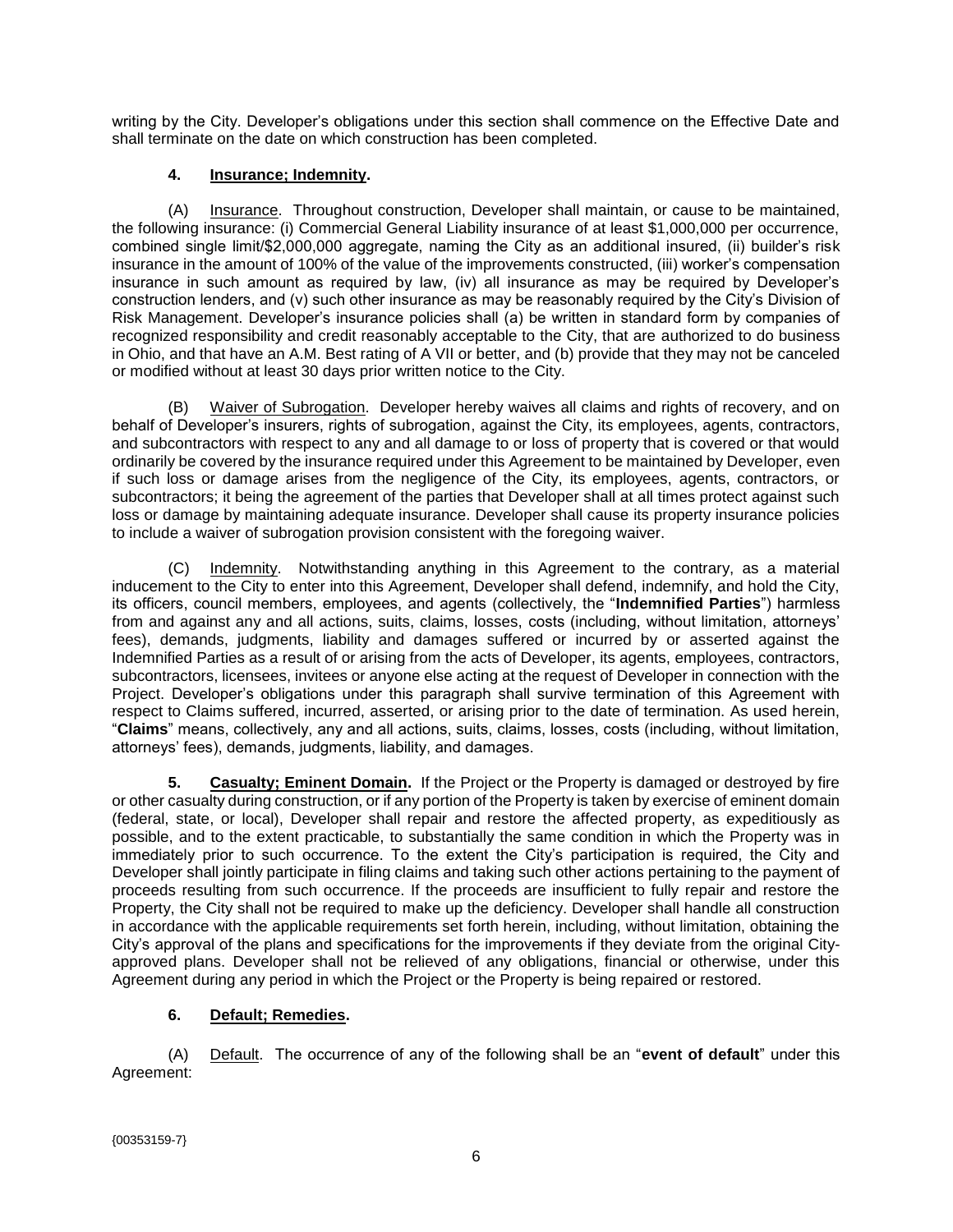writing by the City. Developer's obligations under this section shall commence on the Effective Date and shall terminate on the date on which construction has been completed.

**4. Insurance; Indemnity.**

(A) Insurance. Throughout construction, Developer shall maintain, or cause to be maintained, the following insurance: (i) Commercial General Liability insurance of at least $1,000,000 per occurrence, combined single limit/$2,000,000 aggregate, naming the City as an additional insured, (ii) builder's risk insurance in the amount of 100% of the value of the improvements constructed, (iii) worker's compensation insurance in such amount as required by law, (iv) all insurance as may be required by Developer's construction lenders, and (v) such other insurance as may be reasonably required by the City's Division of Risk Management. Developer's insurance policies shall (a) be written in standard form by companies of recognized responsibility and credit reasonably acceptable to the City, that are authorized to do business in Ohio, and that have an A.M. Best rating of A VII or better, and (b) provide that they may not be canceled or modified without at least 30 days prior written notice to the City.

(B) Waiver of Subrogation. Developer hereby waives all claims and rights of recovery, and on behalf of Developer's insurers, rights of subrogation, against the City, its employees, agents, contractors, and subcontractors with respect to any and all damage to or loss of property that is covered or that would ordinarily be covered by the insurance required under this Agreement to be maintained by Developer, even if such loss or damage arises from the negligence of the City, its employees, agents, contractors, or subcontractors; it being the agreement of the parties that Developer shall at all times protect against such loss or damage by maintaining adequate insurance. Developer shall cause its property insurance policies to include a waiver of subrogation provision consistent with the foregoing waiver.

(C) Indemnity. Notwithstanding anything in this Agreement to the contrary, as a material inducement to the City to enter into this Agreement, Developer shall defend, indemnify, and hold the City, its officers, council members, employees, and agents (collectively, the "**Indemnified Parties**") harmless from and against any and all actions, suits, claims, losses, costs (including, without limitation, attorneys' fees), demands, judgments, liability and damages suffered or incurred by or asserted against the Indemnified Parties as a result of or arising from the acts of Developer, its agents, employees, contractors, subcontractors, licensees, invitees or anyone else acting at the request of Developer in connection with the Project. Developer's obligations under this paragraph shall survive termination of this Agreement with respect to Claims suffered, incurred, asserted, or arising prior to the date of termination. As used herein, "**Claims**" means, collectively, any and all actions, suits, claims, losses, costs (including, without limitation, attorneys' fees), demands, judgments, liability, and damages.

**5. Casualty; Eminent Domain.** If the Project or the Property is damaged or destroyed by fire or other casualty during construction, or if any portion of the Property is taken by exercise of eminent domain (federal, state, or local), Developer shall repair and restore the affected property, as expeditiously as possible, and to the extent practicable, to substantially the same condition in which the Property was in immediately prior to such occurrence. To the extent the City's participation is required, the City and Developer shall jointly participate in filing claims and taking such other actions pertaining to the payment of proceeds resulting from such occurrence. If the proceeds are insufficient to fully repair and restore the Property, the City shall not be required to make up the deficiency. Developer shall handle all construction in accordance with the applicable requirements set forth herein, including, without limitation, obtaining the City's approval of the plans and specifications for the improvements if they deviate from the original City-approved plans. Developer shall not be relieved of any obligations, financial or otherwise, under this Agreement during any period in which the Project or the Property is being repaired or restored.

**6. Default; Remedies.**

(A) Default. The occurrence of any of the following shall be an "**event of default**" under this Agreement:

{00353159-7}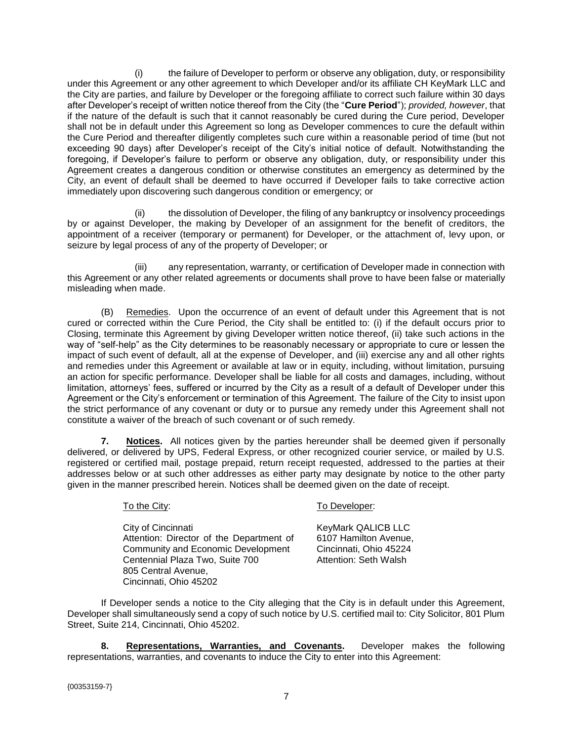(i) the failure of Developer to perform or observe any obligation, duty, or responsibility under this Agreement or any other agreement to which Developer and/or its affiliate CH KeyMark LLC and the City are parties, and failure by Developer or the foregoing affiliate to correct such failure within 30 days after Developer's receipt of written notice thereof from the City (the "**Cure Period**"); *provided, however*, that if the nature of the default is such that it cannot reasonably be cured during the Cure period, Developer shall not be in default under this Agreement so long as Developer commences to cure the default within the Cure Period and thereafter diligently completes such cure within a reasonable period of time (but not exceeding 90 days) after Developer's receipt of the City's initial notice of default. Notwithstanding the foregoing, if Developer's failure to perform or observe any obligation, duty, or responsibility under this Agreement creates a dangerous condition or otherwise constitutes an emergency as determined by the City, an event of default shall be deemed to have occurred if Developer fails to take corrective action immediately upon discovering such dangerous condition or emergency; or

(ii) the dissolution of Developer, the filing of any bankruptcy or insolvency proceedings by or against Developer, the making by Developer of an assignment for the benefit of creditors, the appointment of a receiver (temporary or permanent) for Developer, or the attachment of, levy upon, or seizure by legal process of any of the property of Developer; or

(iii) any representation, warranty, or certification of Developer made in connection with this Agreement or any other related agreements or documents shall prove to have been false or materially misleading when made.

(B) Remedies. Upon the occurrence of an event of default under this Agreement that is not cured or corrected within the Cure Period, the City shall be entitled to: (i) if the default occurs prior to Closing, terminate this Agreement by giving Developer written notice thereof, (ii) take such actions in the way of "self-help" as the City determines to be reasonably necessary or appropriate to cure or lessen the impact of such event of default, all at the expense of Developer, and (iii) exercise any and all other rights and remedies under this Agreement or available at law or in equity, including, without limitation, pursuing an action for specific performance. Developer shall be liable for all costs and damages, including, without limitation, attorneys' fees, suffered or incurred by the City as a result of a default of Developer under this Agreement or the City's enforcement or termination of this Agreement. The failure of the City to insist upon the strict performance of any covenant or duty or to pursue any remedy under this Agreement shall not constitute a waiver of the breach of such covenant or of such remedy.

**7. Notices.** All notices given by the parties hereunder shall be deemed given if personally delivered, or delivered by UPS, Federal Express, or other recognized courier service, or mailed by U.S. registered or certified mail, postage prepaid, return receipt requested, addressed to the parties at their addresses below or at such other addresses as either party may designate by notice to the other party given in the manner prescribed herein. Notices shall be deemed given on the date of receipt.

| To the City: | To Developer: |
|---|---|
| City of Cincinnati<br>Attention: Director of the Department of Community and Economic Development<br>Centennial Plaza Two, Suite 700<br>805 Central Avenue,<br>Cincinnati, Ohio 45202 | KeyMark QALICB LLC<br>6107 Hamilton Avenue,<br>Cincinnati, Ohio 45224<br>Attention: Seth Walsh |

If Developer sends a notice to the City alleging that the City is in default under this Agreement, Developer shall simultaneously send a copy of such notice by U.S. certified mail to: City Solicitor, 801 Plum Street, Suite 214, Cincinnati, Ohio 45202.

**8. Representations, Warranties, and Covenants.** Developer makes the following representations, warranties, and covenants to induce the City to enter into this Agreement:

{00353159-7}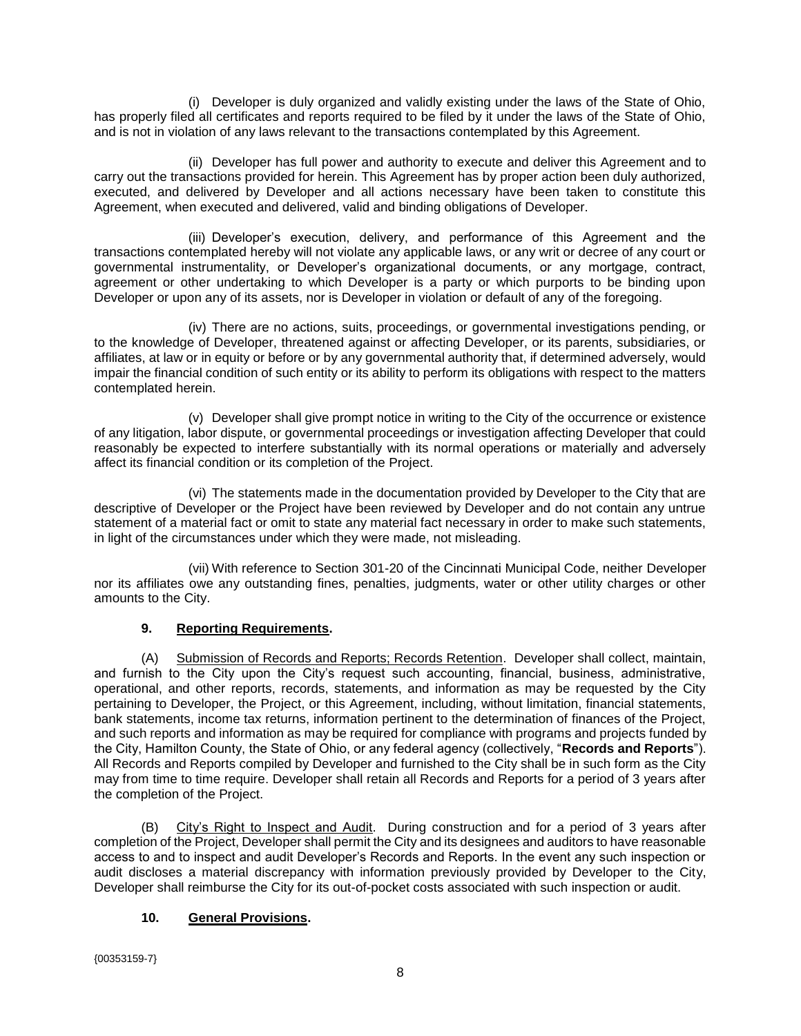(i) Developer is duly organized and validly existing under the laws of the State of Ohio, has properly filed all certificates and reports required to be filed by it under the laws of the State of Ohio, and is not in violation of any laws relevant to the transactions contemplated by this Agreement.

(ii) Developer has full power and authority to execute and deliver this Agreement and to carry out the transactions provided for herein. This Agreement has by proper action been duly authorized, executed, and delivered by Developer and all actions necessary have been taken to constitute this Agreement, when executed and delivered, valid and binding obligations of Developer.

(iii) Developer's execution, delivery, and performance of this Agreement and the transactions contemplated hereby will not violate any applicable laws, or any writ or decree of any court or governmental instrumentality, or Developer's organizational documents, or any mortgage, contract, agreement or other undertaking to which Developer is a party or which purports to be binding upon Developer or upon any of its assets, nor is Developer in violation or default of any of the foregoing.

(iv) There are no actions, suits, proceedings, or governmental investigations pending, or to the knowledge of Developer, threatened against or affecting Developer, or its parents, subsidiaries, or affiliates, at law or in equity or before or by any governmental authority that, if determined adversely, would impair the financial condition of such entity or its ability to perform its obligations with respect to the matters contemplated herein.

(v) Developer shall give prompt notice in writing to the City of the occurrence or existence of any litigation, labor dispute, or governmental proceedings or investigation affecting Developer that could reasonably be expected to interfere substantially with its normal operations or materially and adversely affect its financial condition or its completion of the Project.

(vi) The statements made in the documentation provided by Developer to the City that are descriptive of Developer or the Project have been reviewed by Developer and do not contain any untrue statement of a material fact or omit to state any material fact necessary in order to make such statements, in light of the circumstances under which they were made, not misleading.

(vii) With reference to Section 301-20 of the Cincinnati Municipal Code, neither Developer nor its affiliates owe any outstanding fines, penalties, judgments, water or other utility charges or other amounts to the City.

**9. Reporting Requirements.**

(A) Submission of Records and Reports; Records Retention. Developer shall collect, maintain, and furnish to the City upon the City's request such accounting, financial, business, administrative, operational, and other reports, records, statements, and information as may be requested by the City pertaining to Developer, the Project, or this Agreement, including, without limitation, financial statements, bank statements, income tax returns, information pertinent to the determination of finances of the Project, and such reports and information as may be required for compliance with programs and projects funded by the City, Hamilton County, the State of Ohio, or any federal agency (collectively, "**Records and Reports**"). All Records and Reports compiled by Developer and furnished to the City shall be in such form as the City may from time to time require. Developer shall retain all Records and Reports for a period of 3 years after the completion of the Project.

(B) City's Right to Inspect and Audit. During construction and for a period of 3 years after completion of the Project, Developer shall permit the City and its designees and auditors to have reasonable access to and to inspect and audit Developer's Records and Reports. In the event any such inspection or audit discloses a material discrepancy with information previously provided by Developer to the City, Developer shall reimburse the City for its out-of-pocket costs associated with such inspection or audit.

**10. General Provisions.**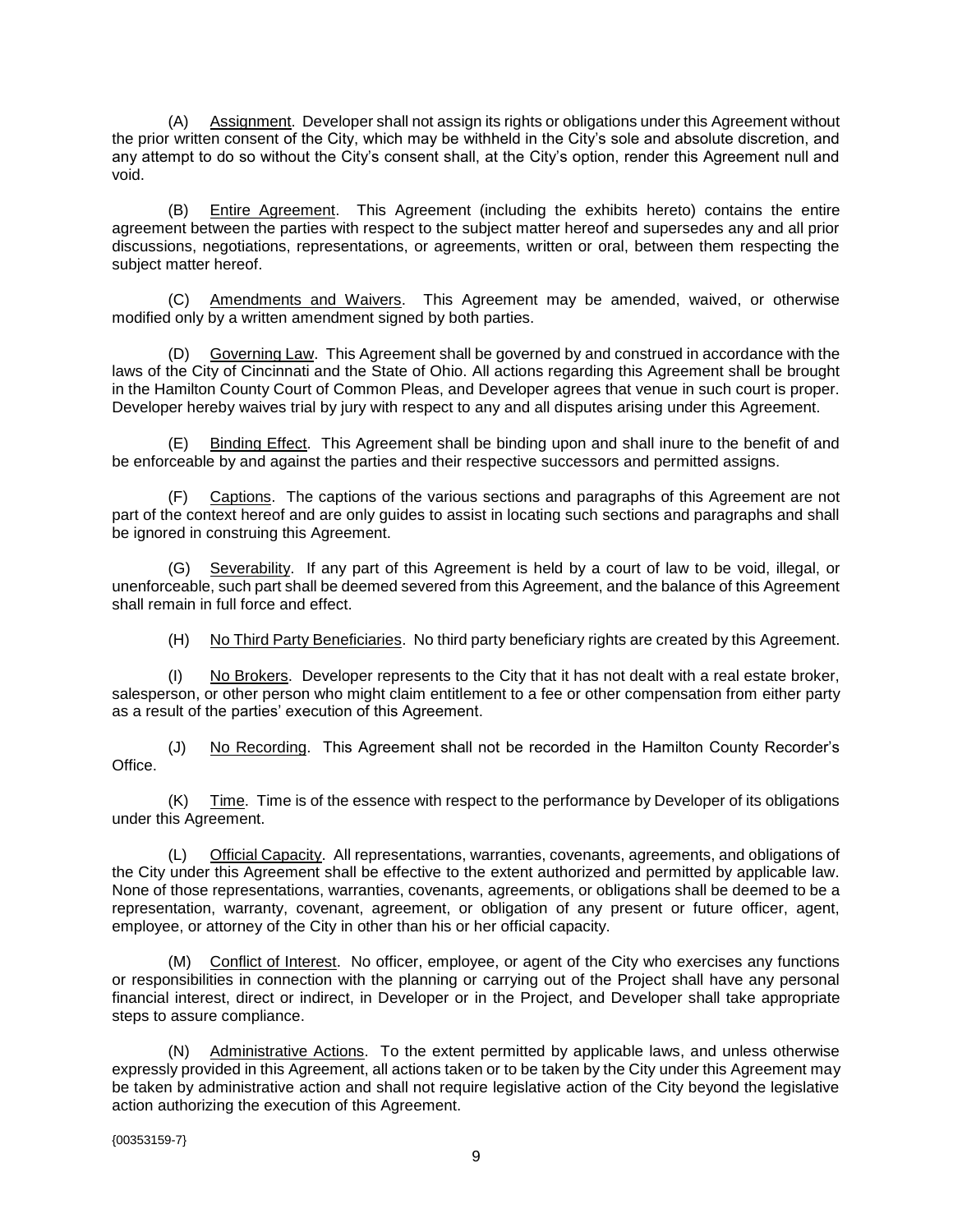(A) Assignment. Developer shall not assign its rights or obligations under this Agreement without the prior written consent of the City, which may be withheld in the City's sole and absolute discretion, and any attempt to do so without the City's consent shall, at the City's option, render this Agreement null and void.

(B) Entire Agreement. This Agreement (including the exhibits hereto) contains the entire agreement between the parties with respect to the subject matter hereof and supersedes any and all prior discussions, negotiations, representations, or agreements, written or oral, between them respecting the subject matter hereof.

(C) Amendments and Waivers. This Agreement may be amended, waived, or otherwise modified only by a written amendment signed by both parties.

(D) Governing Law. This Agreement shall be governed by and construed in accordance with the laws of the City of Cincinnati and the State of Ohio. All actions regarding this Agreement shall be brought in the Hamilton County Court of Common Pleas, and Developer agrees that venue in such court is proper. Developer hereby waives trial by jury with respect to any and all disputes arising under this Agreement.

(E) Binding Effect. This Agreement shall be binding upon and shall inure to the benefit of and be enforceable by and against the parties and their respective successors and permitted assigns.

(F) Captions. The captions of the various sections and paragraphs of this Agreement are not part of the context hereof and are only guides to assist in locating such sections and paragraphs and shall be ignored in construing this Agreement.

(G) Severability. If any part of this Agreement is held by a court of law to be void, illegal, or unenforceable, such part shall be deemed severed from this Agreement, and the balance of this Agreement shall remain in full force and effect.

(H) No Third Party Beneficiaries. No third party beneficiary rights are created by this Agreement.

(I) No Brokers. Developer represents to the City that it has not dealt with a real estate broker, salesperson, or other person who might claim entitlement to a fee or other compensation from either party as a result of the parties' execution of this Agreement.

(J) No Recording. This Agreement shall not be recorded in the Hamilton County Recorder's Office.

(K) Time. Time is of the essence with respect to the performance by Developer of its obligations under this Agreement.

(L) Official Capacity. All representations, warranties, covenants, agreements, and obligations of the City under this Agreement shall be effective to the extent authorized and permitted by applicable law. None of those representations, warranties, covenants, agreements, or obligations shall be deemed to be a representation, warranty, covenant, agreement, or obligation of any present or future officer, agent, employee, or attorney of the City in other than his or her official capacity.

(M) Conflict of Interest. No officer, employee, or agent of the City who exercises any functions or responsibilities in connection with the planning or carrying out of the Project shall have any personal financial interest, direct or indirect, in Developer or in the Project, and Developer shall take appropriate steps to assure compliance.

(N) Administrative Actions. To the extent permitted by applicable laws, and unless otherwise expressly provided in this Agreement, all actions taken or to be taken by the City under this Agreement may be taken by administrative action and shall not require legislative action of the City beyond the legislative action authorizing the execution of this Agreement.

{00353159-7}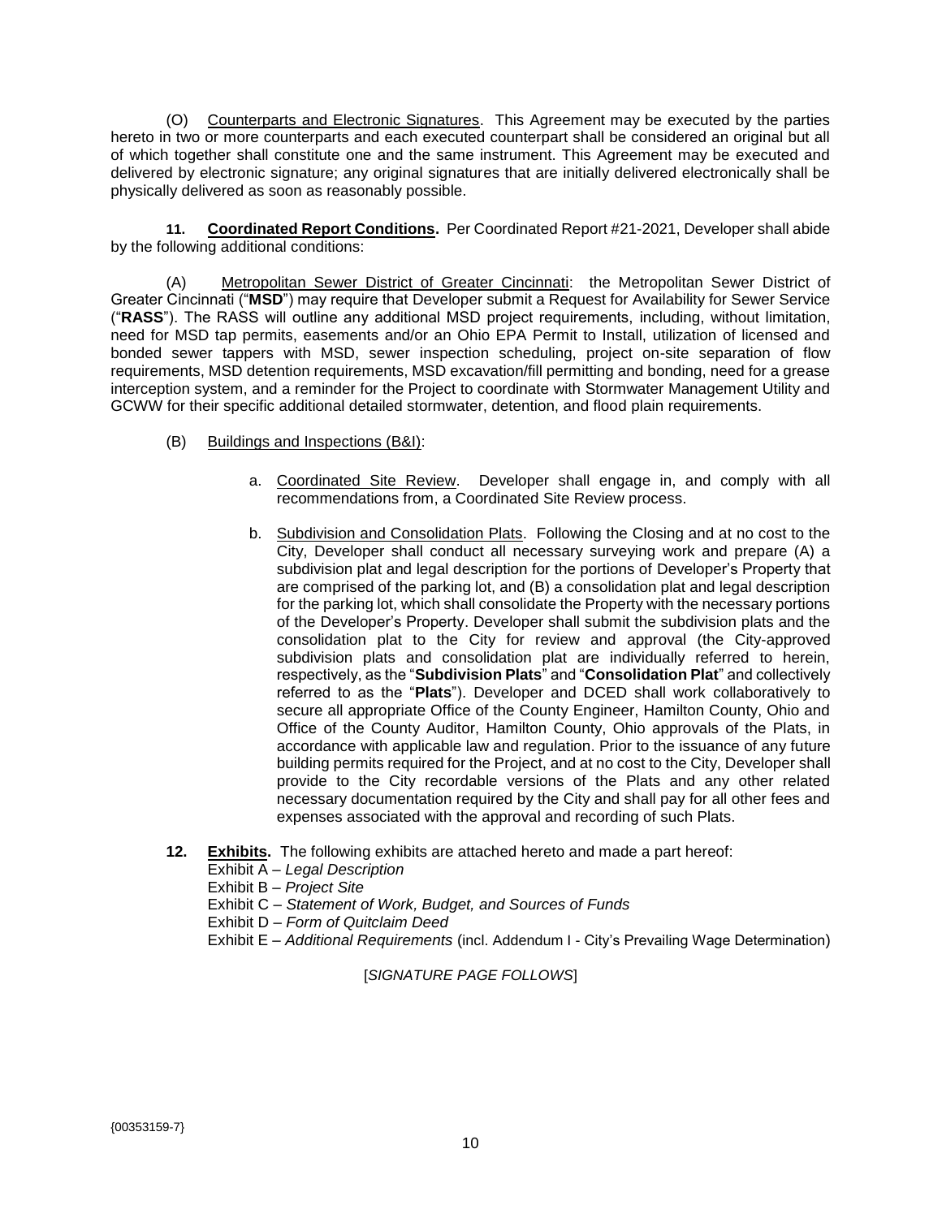(O) Counterparts and Electronic Signatures. This Agreement may be executed by the parties hereto in two or more counterparts and each executed counterpart shall be considered an original but all of which together shall constitute one and the same instrument. This Agreement may be executed and delivered by electronic signature; any original signatures that are initially delivered electronically shall be physically delivered as soon as reasonably possible.

**11. Coordinated Report Conditions.** Per Coordinated Report #21-2021, Developer shall abide by the following additional conditions:

(A) Metropolitan Sewer District of Greater Cincinnati: the Metropolitan Sewer District of Greater Cincinnati ("**MSD**") may require that Developer submit a Request for Availability for Sewer Service ("**RASS**"). The RASS will outline any additional MSD project requirements, including, without limitation, need for MSD tap permits, easements and/or an Ohio EPA Permit to Install, utilization of licensed and bonded sewer tappers with MSD, sewer inspection scheduling, project on-site separation of flow requirements, MSD detention requirements, MSD excavation/fill permitting and bonding, need for a grease interception system, and a reminder for the Project to coordinate with Stormwater Management Utility and GCWW for their specific additional detailed stormwater, detention, and flood plain requirements.

(B) Buildings and Inspections (B&I):

a. Coordinated Site Review. Developer shall engage in, and comply with all recommendations from, a Coordinated Site Review process.

b. Subdivision and Consolidation Plats. Following the Closing and at no cost to the City, Developer shall conduct all necessary surveying work and prepare (A) a subdivision plat and legal description for the portions of Developer's Property that are comprised of the parking lot, and (B) a consolidation plat and legal description for the parking lot, which shall consolidate the Property with the necessary portions of the Developer's Property. Developer shall submit the subdivision plats and the consolidation plat to the City for review and approval (the City-approved subdivision plats and consolidation plat are individually referred to herein, respectively, as the "**Subdivision Plats**" and "**Consolidation Plat**" and collectively referred to as the "**Plats**"). Developer and DCED shall work collaboratively to secure all appropriate Office of the County Engineer, Hamilton County, Ohio and Office of the County Auditor, Hamilton County, Ohio approvals of the Plats, in accordance with applicable law and regulation. Prior to the issuance of any future building permits required for the Project, and at no cost to the City, Developer shall provide to the City recordable versions of the Plats and any other related necessary documentation required by the City and shall pay for all other fees and expenses associated with the approval and recording of such Plats.

**12. Exhibits.** The following exhibits are attached hereto and made a part hereof:

Exhibit A – *Legal Description*
Exhibit B – *Project Site*
Exhibit C – *Statement of Work, Budget, and Sources of Funds*
Exhibit D – *Form of Quitclaim Deed*
Exhibit E – *Additional Requirements* (incl. Addendum I - City's Prevailing Wage Determination)

[*SIGNATURE PAGE FOLLOWS*]

{00353159-7}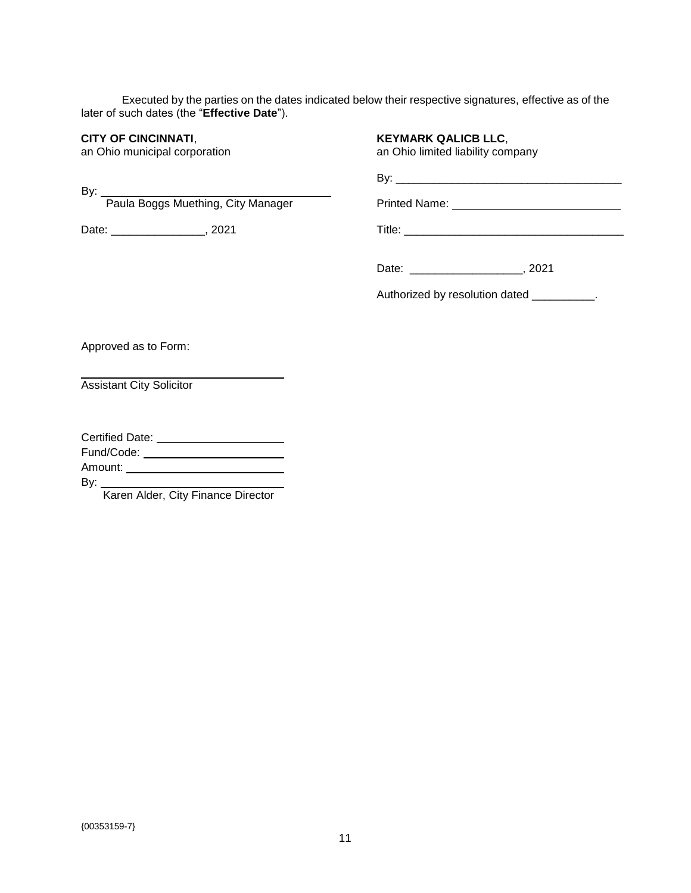Executed by the parties on the dates indicated below their respective signatures, effective as of the later of such dates (the "**Effective Date**").

**CITY OF CINCINNATI**,
an Ohio municipal corporation

By: ____________________________________
Paula Boggs Muething, City Manager

Date: _______________, 2021

**KEYMARK QALICB LLC**,
an Ohio limited liability company

By: ____________________________________

Printed Name: __________________________

Title: __________________________________

Date: _________________, 2021

Authorized by resolution dated __________.

Approved as to Form:

________________________________
Assistant City Solicitor

Certified Date: ____________________
Fund/Code: _______________________
Amount: _________________________
By: _____________________________
Karen Alder, City Finance Director

{00353159-7}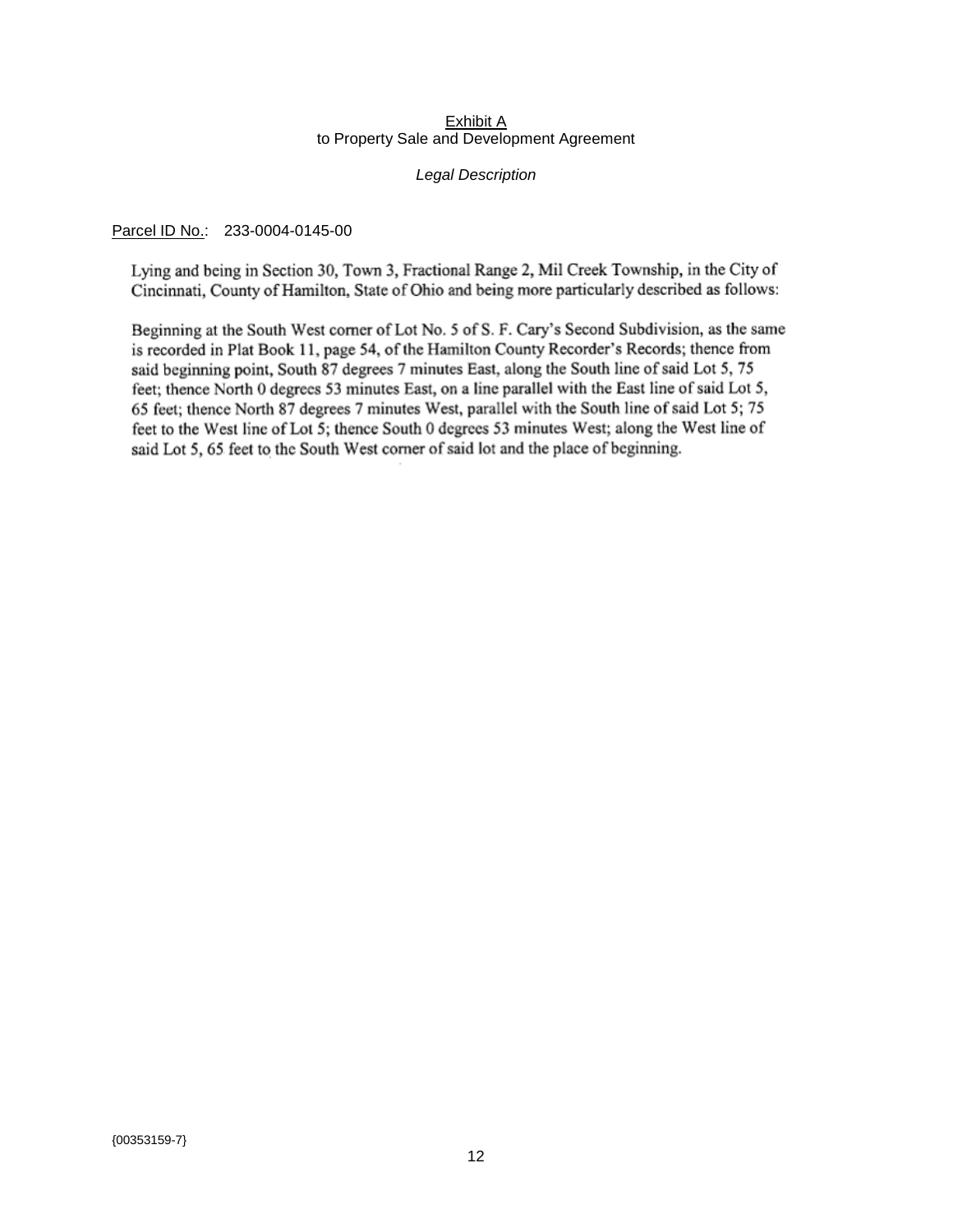Exhibit A
to Property Sale and Development Agreement

*Legal Description*

Parcel ID No.: 233-0004-0145-00

Lying and being in Section 30, Town 3, Fractional Range 2, Mil Creek Township, in the City of Cincinnati, County of Hamilton, State of Ohio and being more particularly described as follows:

Beginning at the South West corner of Lot No. 5 of S. F. Cary's Second Subdivision, as the same is recorded in Plat Book 11, page 54, of the Hamilton County Recorder's Records; thence from said beginning point, South 87 degrees 7 minutes East, along the South line of said Lot 5, 75 feet; thence North 0 degrees 53 minutes East, on a line parallel with the East line of said Lot 5, 65 feet; thence North 87 degrees 7 minutes West, parallel with the South line of said Lot 5; 75 feet to the West line of Lot 5; thence South 0 degrees 53 minutes West; along the West line of said Lot 5, 65 feet to the South West corner of said lot and the place of beginning.

{00353159-7}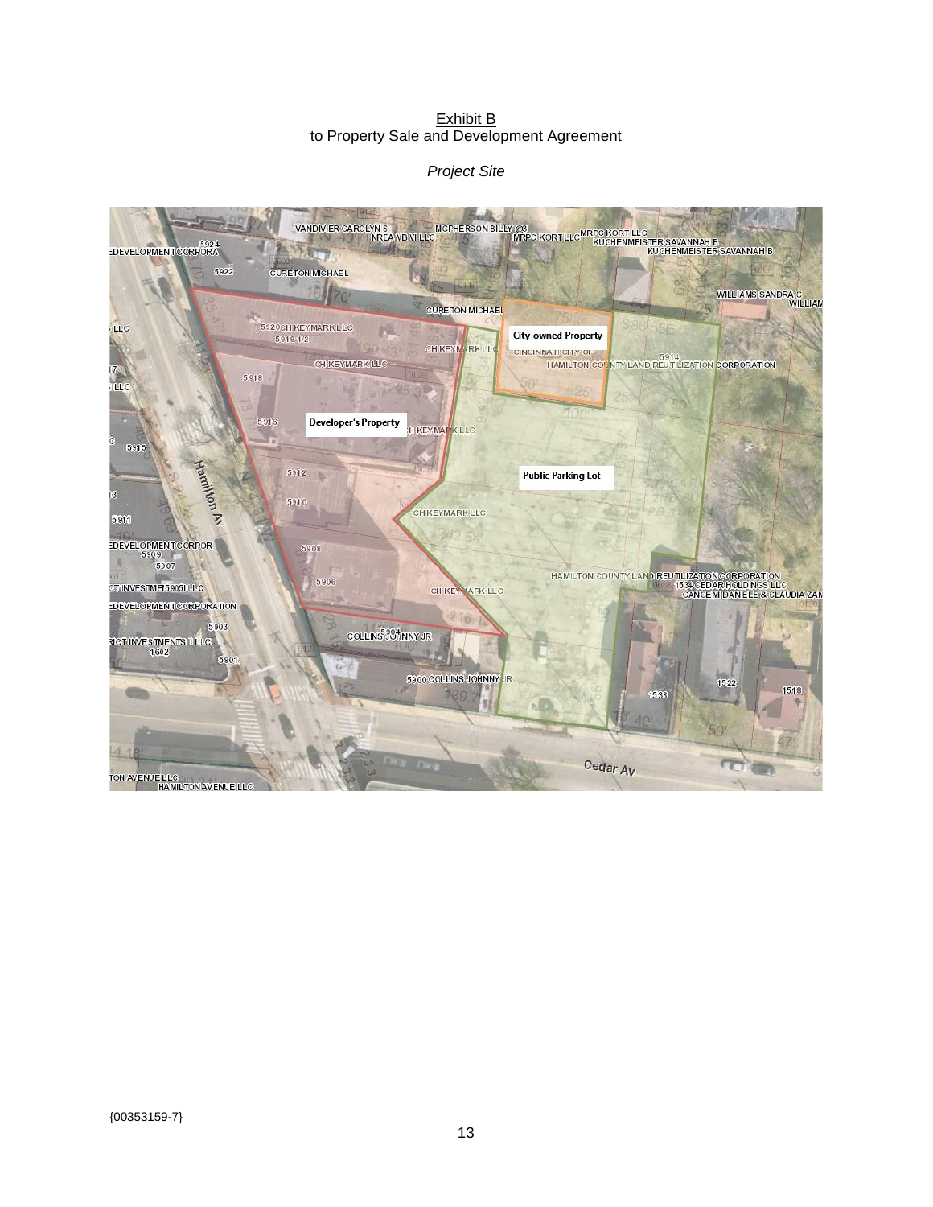Exhibit B
to Property Sale and Development Agreement

*Project Site*

{00353159-7}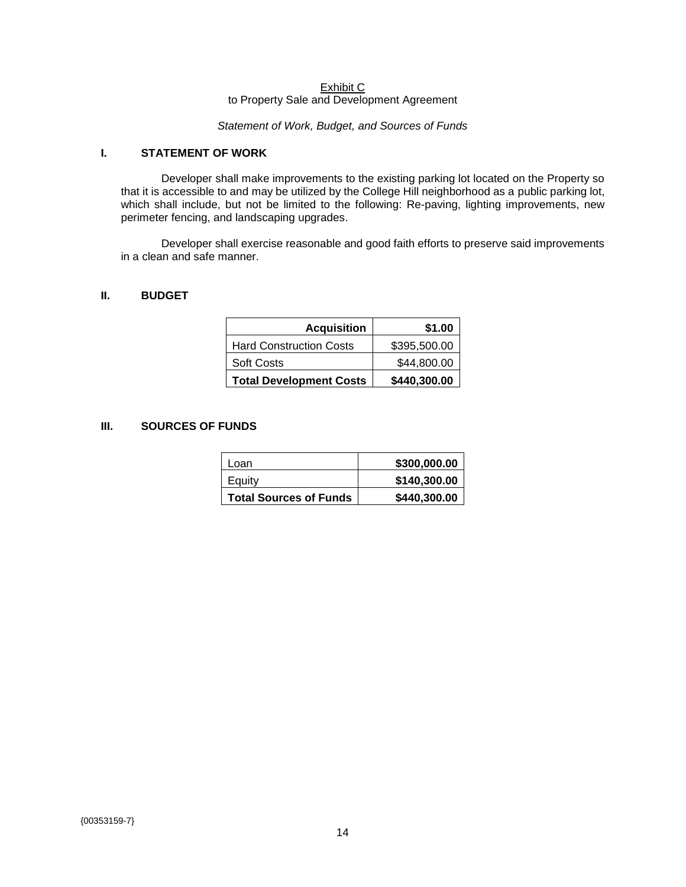Exhibit C
to Property Sale and Development Agreement

*Statement of Work, Budget, and Sources of Funds*

## I. STATEMENT OF WORK

Developer shall make improvements to the existing parking lot located on the Property so that it is accessible to and may be utilized by the College Hill neighborhood as a public parking lot, which shall include, but not be limited to the following: Re-paving, lighting improvements, new perimeter fencing, and landscaping upgrades.

Developer shall exercise reasonable and good faith efforts to preserve said improvements in a clean and safe manner.

## II. BUDGET

| **Acquisition** | **\$1.00** |
|---|---|
| Hard Construction Costs | \$395,500.00 |
| Soft Costs | \$44,800.00 |
| **Total Development Costs** | **\$440,300.00** |

## III. SOURCES OF FUNDS

| | |
|---|---|
| Loan | **\$300,000.00** |
| Equity | **\$140,300.00** |
| **Total Sources of Funds** | **\$440,300.00** |

{00353159-7}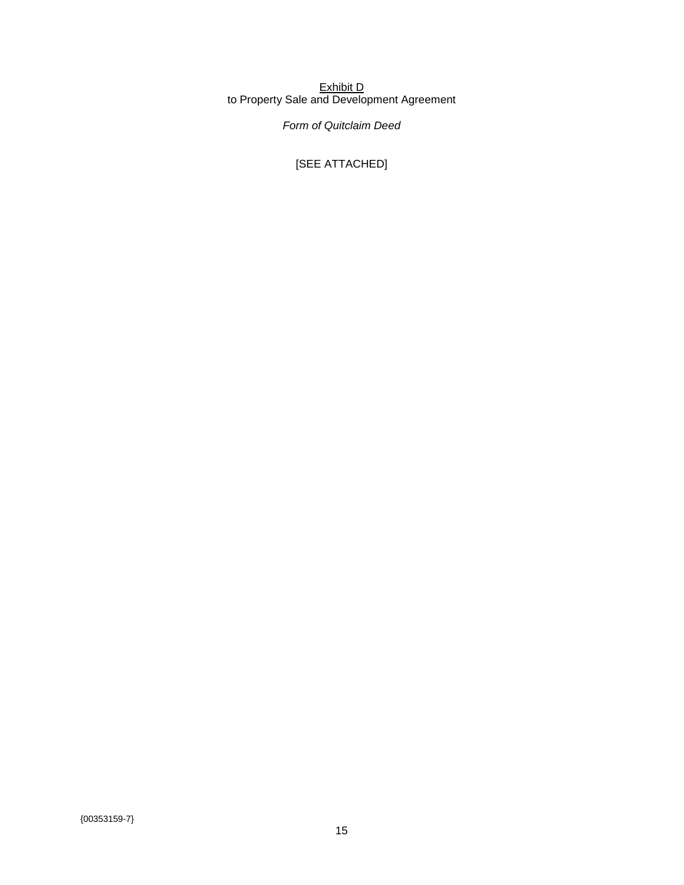<u>Exhibit D</u>
to Property Sale and Development Agreement

*Form of Quitclaim Deed*

[SEE ATTACHED]

{00353159-7}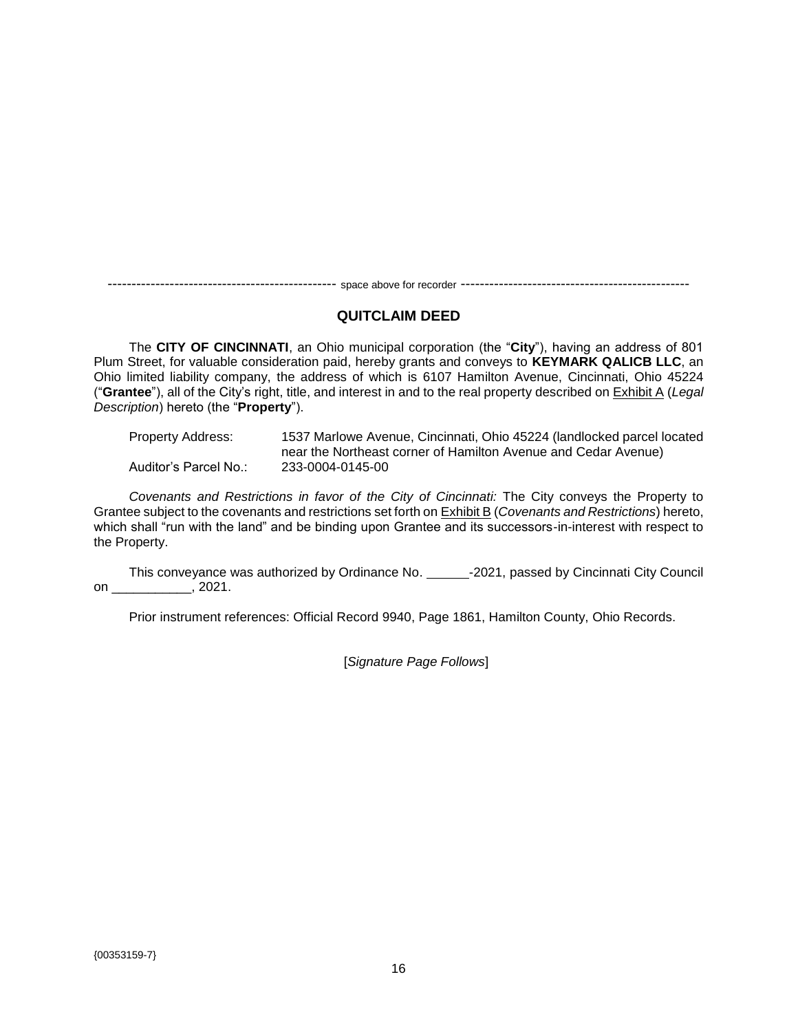----------------------------------------------- space above for recorder -----------------------------------------------

## QUITCLAIM DEED

The **CITY OF CINCINNATI**, an Ohio municipal corporation (the "**City**"), having an address of 801 Plum Street, for valuable consideration paid, hereby grants and conveys to **KEYMARK QALICB LLC**, an Ohio limited liability company, the address of which is 6107 Hamilton Avenue, Cincinnati, Ohio 45224 ("**Grantee**"), all of the City's right, title, and interest in and to the real property described on Exhibit A (*Legal Description*) hereto (the "**Property**").

| | |
|---|---|
| Property Address: | 1537 Marlowe Avenue, Cincinnati, Ohio 45224 (landlocked parcel located near the Northeast corner of Hamilton Avenue and Cedar Avenue) |
| Auditor's Parcel No.: | 233-0004-0145-00 |

*Covenants and Restrictions in favor of the City of Cincinnati:* The City conveys the Property to Grantee subject to the covenants and restrictions set forth on Exhibit B (*Covenants and Restrictions*) hereto, which shall "run with the land" and be binding upon Grantee and its successors-in-interest with respect to the Property.

This conveyance was authorized by Ordinance No. ______-2021, passed by Cincinnati City Council on ___________, 2021.

Prior instrument references: Official Record 9940, Page 1861, Hamilton County, Ohio Records.

[*Signature Page Follows*]

{00353159-7}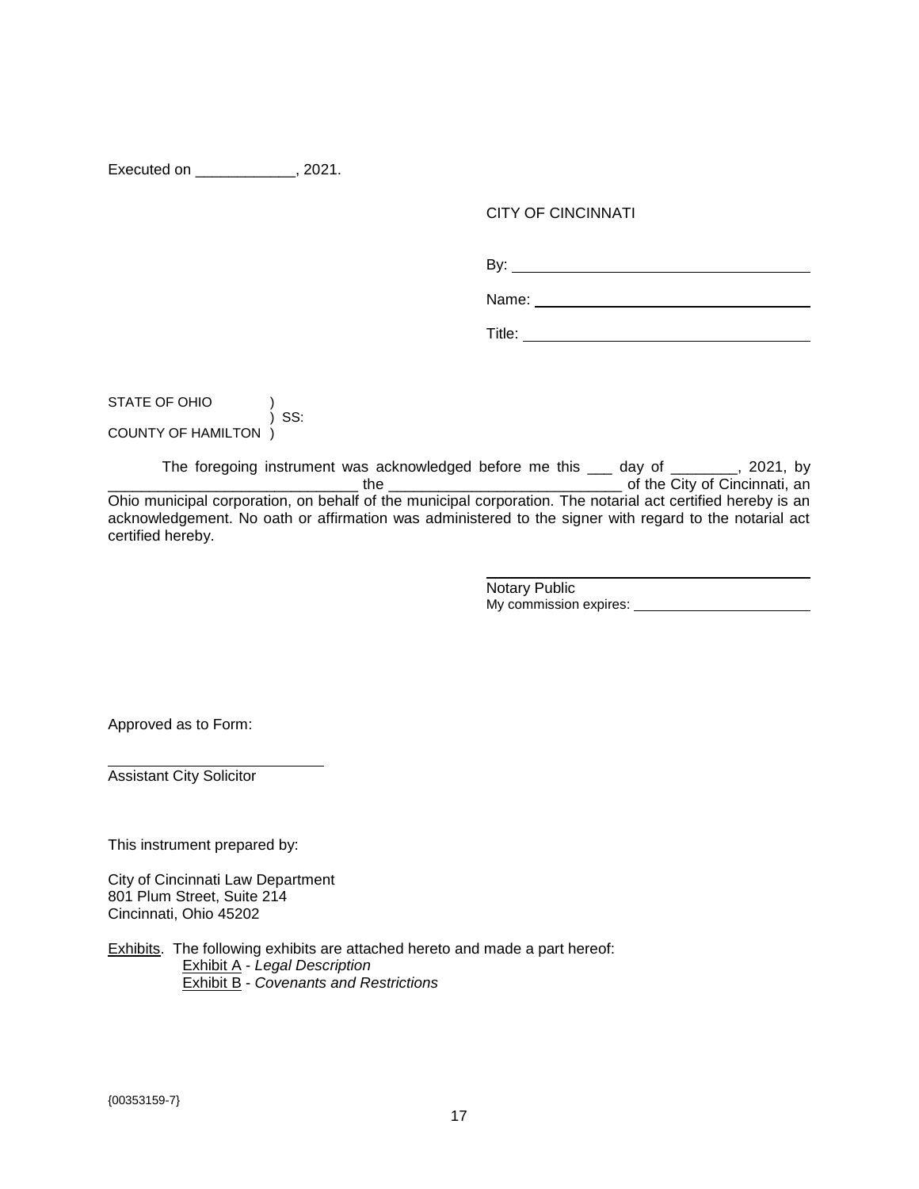Executed on ____________, 2021.

CITY OF CINCINNATI

By: ___________________________________

Name: _________________________________

Title: __________________________________

STATE OF OHIO )
) SS:
COUNTY OF HAMILTON )

The foregoing instrument was acknowledged before me this ___ day of ________, 2021, by ______________________________ the ____________________________ of the City of Cincinnati, an Ohio municipal corporation, on behalf of the municipal corporation. The notarial act certified hereby is an acknowledgement. No oath or affirmation was administered to the signer with regard to the notarial act certified hereby.

_________________________________________
Notary Public
My commission expires: ______________________

Approved as to Form:

___________________________
Assistant City Solicitor

This instrument prepared by:

City of Cincinnati Law Department
801 Plum Street, Suite 214
Cincinnati, Ohio 45202

Exhibits. The following exhibits are attached hereto and made a part hereof:
Exhibit A - *Legal Description*
Exhibit B - *Covenants and Restrictions*

{00353159-7}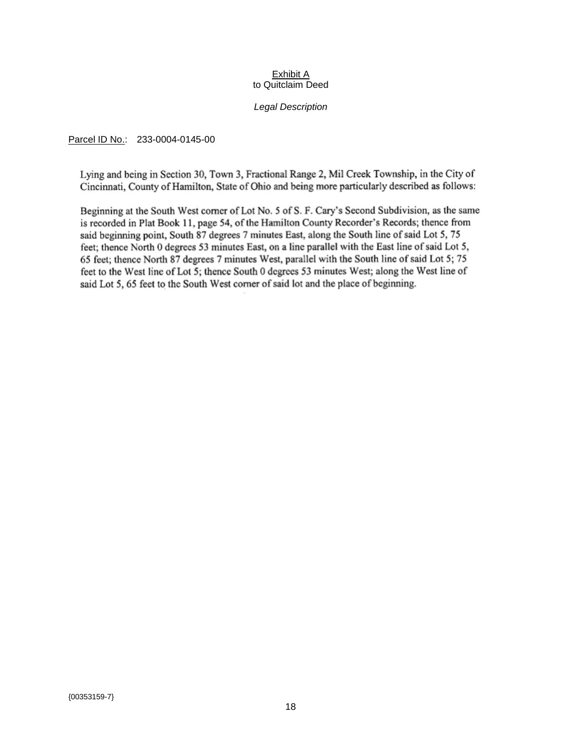Exhibit A
to Quitclaim Deed

*Legal Description*

Parcel ID No.: 233-0004-0145-00

Lying and being in Section 30, Town 3, Fractional Range 2, Mil Creek Township, in the City of Cincinnati, County of Hamilton, State of Ohio and being more particularly described as follows:

Beginning at the South West corner of Lot No. 5 of S. F. Cary's Second Subdivision, as the same is recorded in Plat Book 11, page 54, of the Hamilton County Recorder's Records; thence from said beginning point, South 87 degrees 7 minutes East, along the South line of said Lot 5, 75 feet; thence North 0 degrees 53 minutes East, on a line parallel with the East line of said Lot 5, 65 feet; thence North 87 degrees 7 minutes West, parallel with the South line of said Lot 5; 75 feet to the West line of Lot 5; thence South 0 degrees 53 minutes West; along the West line of said Lot 5, 65 feet to the South West corner of said lot and the place of beginning.

{00353159-7}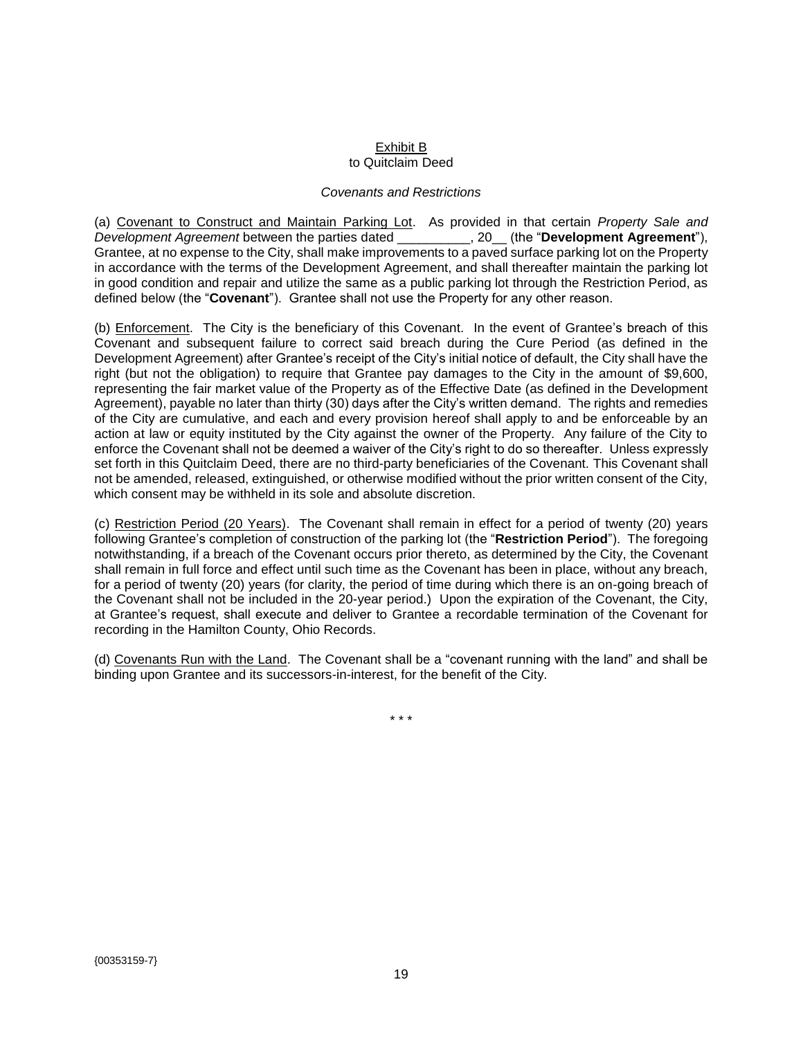Exhibit B
to Quitclaim Deed

*Covenants and Restrictions*

(a) Covenant to Construct and Maintain Parking Lot. As provided in that certain *Property Sale and Development Agreement* between the parties dated __________, 20__ (the "**Development Agreement**"), Grantee, at no expense to the City, shall make improvements to a paved surface parking lot on the Property in accordance with the terms of the Development Agreement, and shall thereafter maintain the parking lot in good condition and repair and utilize the same as a public parking lot through the Restriction Period, as defined below (the "**Covenant**"). Grantee shall not use the Property for any other reason.

(b) Enforcement. The City is the beneficiary of this Covenant. In the event of Grantee's breach of this Covenant and subsequent failure to correct said breach during the Cure Period (as defined in the Development Agreement) after Grantee's receipt of the City's initial notice of default, the City shall have the right (but not the obligation) to require that Grantee pay damages to the City in the amount of $9,600, representing the fair market value of the Property as of the Effective Date (as defined in the Development Agreement), payable no later than thirty (30) days after the City's written demand. The rights and remedies of the City are cumulative, and each and every provision hereof shall apply to and be enforceable by an action at law or equity instituted by the City against the owner of the Property. Any failure of the City to enforce the Covenant shall not be deemed a waiver of the City's right to do so thereafter. Unless expressly set forth in this Quitclaim Deed, there are no third-party beneficiaries of the Covenant. This Covenant shall not be amended, released, extinguished, or otherwise modified without the prior written consent of the City, which consent may be withheld in its sole and absolute discretion.

(c) Restriction Period (20 Years). The Covenant shall remain in effect for a period of twenty (20) years following Grantee's completion of construction of the parking lot (the "**Restriction Period**"). The foregoing notwithstanding, if a breach of the Covenant occurs prior thereto, as determined by the City, the Covenant shall remain in full force and effect until such time as the Covenant has been in place, without any breach, for a period of twenty (20) years (for clarity, the period of time during which there is an on-going breach of the Covenant shall not be included in the 20-year period.) Upon the expiration of the Covenant, the City, at Grantee's request, shall execute and deliver to Grantee a recordable termination of the Covenant for recording in the Hamilton County, Ohio Records.

(d) Covenants Run with the Land. The Covenant shall be a "covenant running with the land" and shall be binding upon Grantee and its successors-in-interest, for the benefit of the City.

\* \* \*

{00353159-7}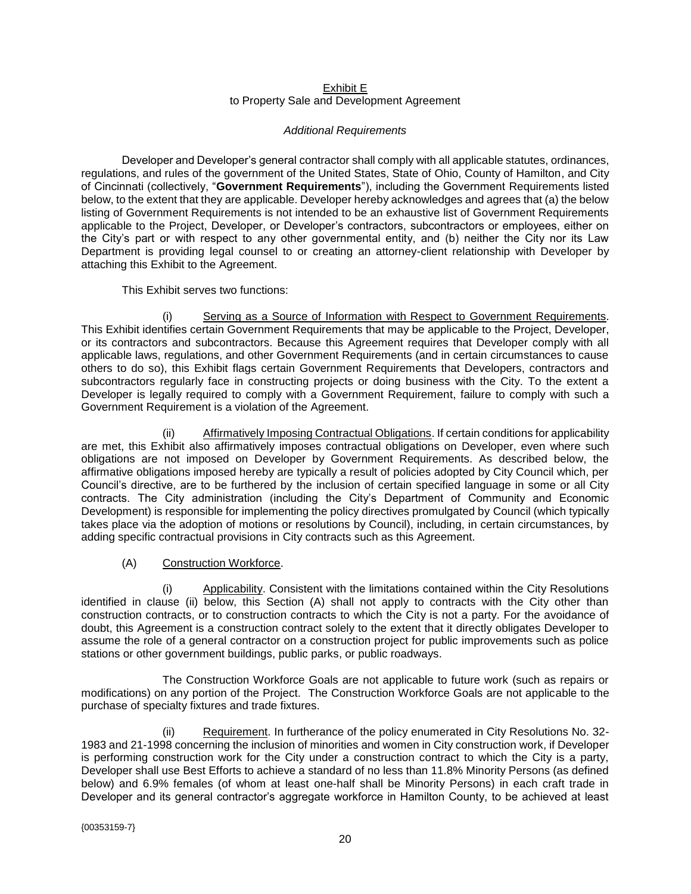<u>Exhibit E</u>
to Property Sale and Development Agreement

*Additional Requirements*

Developer and Developer's general contractor shall comply with all applicable statutes, ordinances, regulations, and rules of the government of the United States, State of Ohio, County of Hamilton, and City of Cincinnati (collectively, "**Government Requirements**"), including the Government Requirements listed below, to the extent that they are applicable. Developer hereby acknowledges and agrees that (a) the below listing of Government Requirements is not intended to be an exhaustive list of Government Requirements applicable to the Project, Developer, or Developer's contractors, subcontractors or employees, either on the City's part or with respect to any other governmental entity, and (b) neither the City nor its Law Department is providing legal counsel to or creating an attorney-client relationship with Developer by attaching this Exhibit to the Agreement.

This Exhibit serves two functions:

(i) <u>Serving as a Source of Information with Respect to Government Requirements</u>. This Exhibit identifies certain Government Requirements that may be applicable to the Project, Developer, or its contractors and subcontractors. Because this Agreement requires that Developer comply with all applicable laws, regulations, and other Government Requirements (and in certain circumstances to cause others to do so), this Exhibit flags certain Government Requirements that Developers, contractors and subcontractors regularly face in constructing projects or doing business with the City. To the extent a Developer is legally required to comply with a Government Requirement, failure to comply with such a Government Requirement is a violation of the Agreement.

(ii) <u>Affirmatively Imposing Contractual Obligations</u>. If certain conditions for applicability are met, this Exhibit also affirmatively imposes contractual obligations on Developer, even where such obligations are not imposed on Developer by Government Requirements. As described below, the affirmative obligations imposed hereby are typically a result of policies adopted by City Council which, per Council's directive, are to be furthered by the inclusion of certain specified language in some or all City contracts. The City administration (including the City's Department of Community and Economic Development) is responsible for implementing the policy directives promulgated by Council (which typically takes place via the adoption of motions or resolutions by Council), including, in certain circumstances, by adding specific contractual provisions in City contracts such as this Agreement.

(A) <u>Construction Workforce</u>.

(i) <u>Applicability</u>. Consistent with the limitations contained within the City Resolutions identified in clause (ii) below, this Section (A) shall not apply to contracts with the City other than construction contracts, or to construction contracts to which the City is not a party. For the avoidance of doubt, this Agreement is a construction contract solely to the extent that it directly obligates Developer to assume the role of a general contractor on a construction project for public improvements such as police stations or other government buildings, public parks, or public roadways.

The Construction Workforce Goals are not applicable to future work (such as repairs or modifications) on any portion of the Project. The Construction Workforce Goals are not applicable to the purchase of specialty fixtures and trade fixtures.

(ii) <u>Requirement</u>. In furtherance of the policy enumerated in City Resolutions No. 32-1983 and 21-1998 concerning the inclusion of minorities and women in City construction work, if Developer is performing construction work for the City under a construction contract to which the City is a party, Developer shall use Best Efforts to achieve a standard of no less than 11.8% Minority Persons (as defined below) and 6.9% females (of whom at least one-half shall be Minority Persons) in each craft trade in Developer and its general contractor's aggregate workforce in Hamilton County, to be achieved at least

{00353159-7}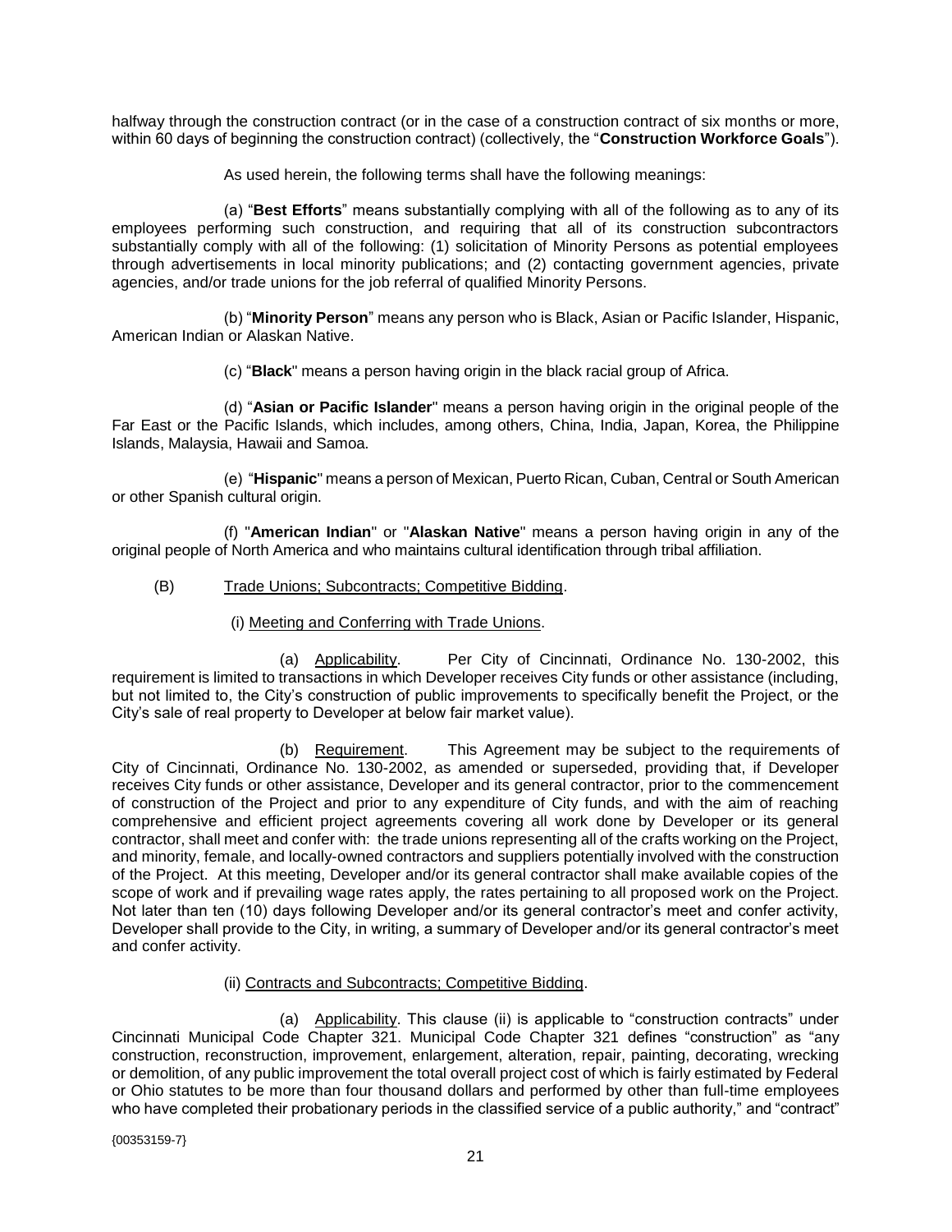halfway through the construction contract (or in the case of a construction contract of six months or more, within 60 days of beginning the construction contract) (collectively, the "**Construction Workforce Goals**").

As used herein, the following terms shall have the following meanings:

(a) "**Best Efforts**" means substantially complying with all of the following as to any of its employees performing such construction, and requiring that all of its construction subcontractors substantially comply with all of the following: (1) solicitation of Minority Persons as potential employees through advertisements in local minority publications; and (2) contacting government agencies, private agencies, and/or trade unions for the job referral of qualified Minority Persons.

(b) "**Minority Person**" means any person who is Black, Asian or Pacific Islander, Hispanic, American Indian or Alaskan Native.

(c) "**Black**" means a person having origin in the black racial group of Africa.

(d) "**Asian or Pacific Islander**" means a person having origin in the original people of the Far East or the Pacific Islands, which includes, among others, China, India, Japan, Korea, the Philippine Islands, Malaysia, Hawaii and Samoa.

(e) "**Hispanic**" means a person of Mexican, Puerto Rican, Cuban, Central or South American or other Spanish cultural origin.

(f) "**American Indian**" or "**Alaskan Native**" means a person having origin in any of the original people of North America and who maintains cultural identification through tribal affiliation.

(B) Trade Unions; Subcontracts; Competitive Bidding.

(i) Meeting and Conferring with Trade Unions.

(a) Applicability. Per City of Cincinnati, Ordinance No. 130-2002, this requirement is limited to transactions in which Developer receives City funds or other assistance (including, but not limited to, the City's construction of public improvements to specifically benefit the Project, or the City's sale of real property to Developer at below fair market value).

(b) Requirement. This Agreement may be subject to the requirements of City of Cincinnati, Ordinance No. 130-2002, as amended or superseded, providing that, if Developer receives City funds or other assistance, Developer and its general contractor, prior to the commencement of construction of the Project and prior to any expenditure of City funds, and with the aim of reaching comprehensive and efficient project agreements covering all work done by Developer or its general contractor, shall meet and confer with: the trade unions representing all of the crafts working on the Project, and minority, female, and locally-owned contractors and suppliers potentially involved with the construction of the Project. At this meeting, Developer and/or its general contractor shall make available copies of the scope of work and if prevailing wage rates apply, the rates pertaining to all proposed work on the Project. Not later than ten (10) days following Developer and/or its general contractor's meet and confer activity, Developer shall provide to the City, in writing, a summary of Developer and/or its general contractor's meet and confer activity.

(ii) Contracts and Subcontracts; Competitive Bidding.

(a) Applicability. This clause (ii) is applicable to "construction contracts" under Cincinnati Municipal Code Chapter 321. Municipal Code Chapter 321 defines "construction" as "any construction, reconstruction, improvement, enlargement, alteration, repair, painting, decorating, wrecking or demolition, of any public improvement the total overall project cost of which is fairly estimated by Federal or Ohio statutes to be more than four thousand dollars and performed by other than full-time employees who have completed their probationary periods in the classified service of a public authority," and "contract"

{00353159-7}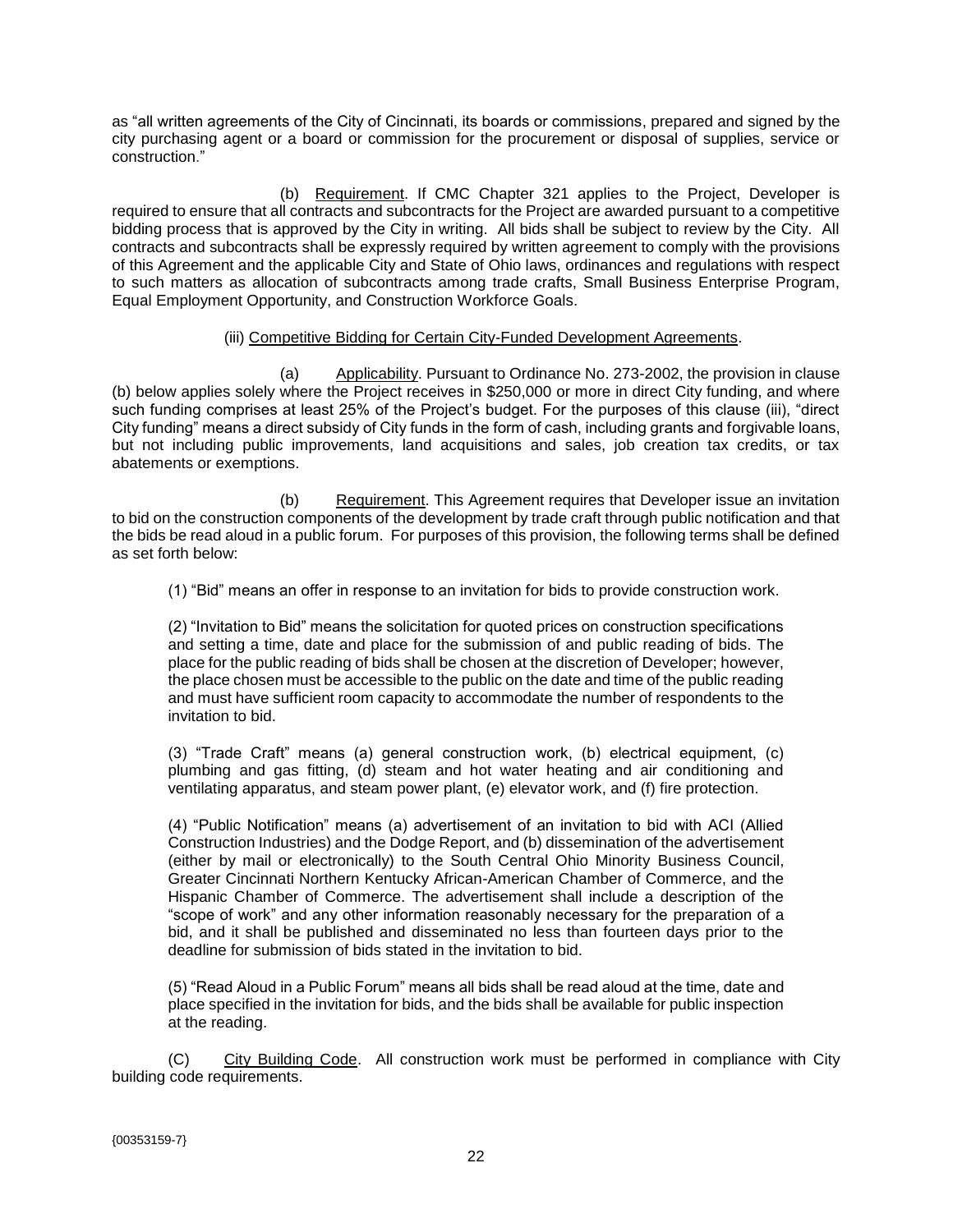as "all written agreements of the City of Cincinnati, its boards or commissions, prepared and signed by the city purchasing agent or a board or commission for the procurement or disposal of supplies, service or construction."

(b) Requirement. If CMC Chapter 321 applies to the Project, Developer is required to ensure that all contracts and subcontracts for the Project are awarded pursuant to a competitive bidding process that is approved by the City in writing. All bids shall be subject to review by the City. All contracts and subcontracts shall be expressly required by written agreement to comply with the provisions of this Agreement and the applicable City and State of Ohio laws, ordinances and regulations with respect to such matters as allocation of subcontracts among trade crafts, Small Business Enterprise Program, Equal Employment Opportunity, and Construction Workforce Goals.

(iii) Competitive Bidding for Certain City-Funded Development Agreements.

(a) Applicability. Pursuant to Ordinance No. 273-2002, the provision in clause (b) below applies solely where the Project receives in $250,000 or more in direct City funding, and where such funding comprises at least 25% of the Project's budget. For the purposes of this clause (iii), "direct City funding" means a direct subsidy of City funds in the form of cash, including grants and forgivable loans, but not including public improvements, land acquisitions and sales, job creation tax credits, or tax abatements or exemptions.

(b) Requirement. This Agreement requires that Developer issue an invitation to bid on the construction components of the development by trade craft through public notification and that the bids be read aloud in a public forum. For purposes of this provision, the following terms shall be defined as set forth below:

(1) "Bid" means an offer in response to an invitation for bids to provide construction work.

(2) "Invitation to Bid" means the solicitation for quoted prices on construction specifications and setting a time, date and place for the submission of and public reading of bids. The place for the public reading of bids shall be chosen at the discretion of Developer; however, the place chosen must be accessible to the public on the date and time of the public reading and must have sufficient room capacity to accommodate the number of respondents to the invitation to bid.

(3) "Trade Craft" means (a) general construction work, (b) electrical equipment, (c) plumbing and gas fitting, (d) steam and hot water heating and air conditioning and ventilating apparatus, and steam power plant, (e) elevator work, and (f) fire protection.

(4) "Public Notification" means (a) advertisement of an invitation to bid with ACI (Allied Construction Industries) and the Dodge Report, and (b) dissemination of the advertisement (either by mail or electronically) to the South Central Ohio Minority Business Council, Greater Cincinnati Northern Kentucky African-American Chamber of Commerce, and the Hispanic Chamber of Commerce. The advertisement shall include a description of the "scope of work" and any other information reasonably necessary for the preparation of a bid, and it shall be published and disseminated no less than fourteen days prior to the deadline for submission of bids stated in the invitation to bid.

(5) "Read Aloud in a Public Forum" means all bids shall be read aloud at the time, date and place specified in the invitation for bids, and the bids shall be available for public inspection at the reading.

(C) City Building Code. All construction work must be performed in compliance with City building code requirements.

{00353159-7}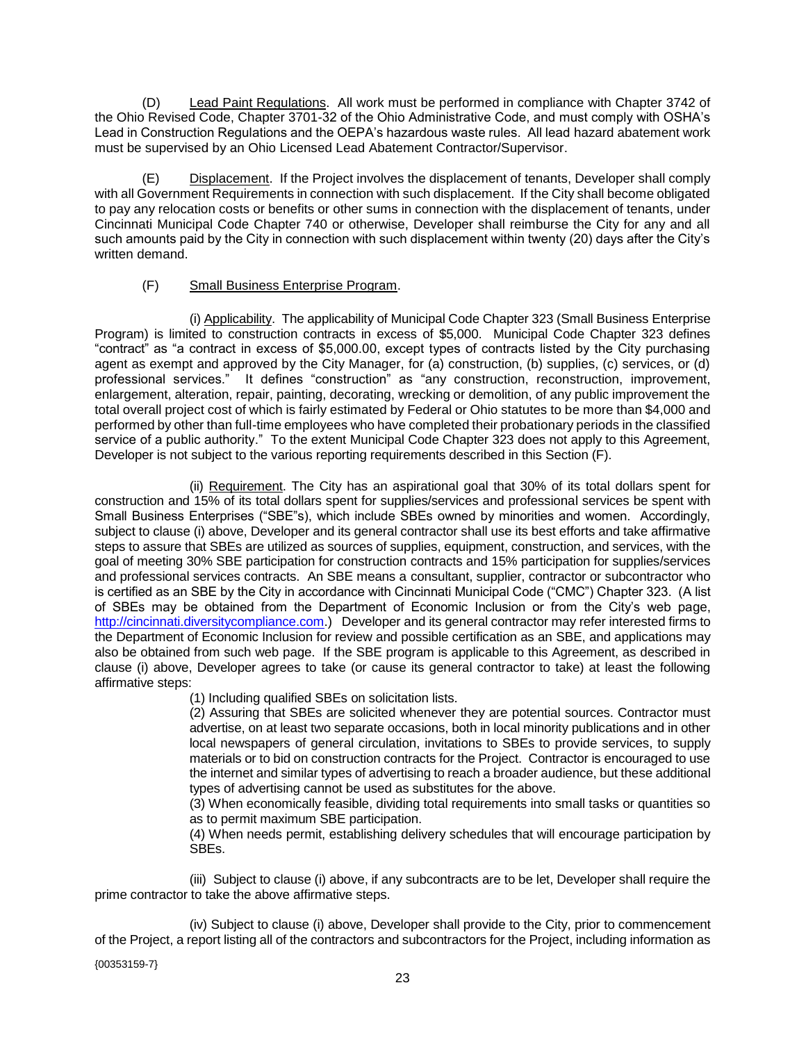(D) Lead Paint Regulations. All work must be performed in compliance with Chapter 3742 of the Ohio Revised Code, Chapter 3701-32 of the Ohio Administrative Code, and must comply with OSHA's Lead in Construction Regulations and the OEPA's hazardous waste rules. All lead hazard abatement work must be supervised by an Ohio Licensed Lead Abatement Contractor/Supervisor.

(E) Displacement. If the Project involves the displacement of tenants, Developer shall comply with all Government Requirements in connection with such displacement. If the City shall become obligated to pay any relocation costs or benefits or other sums in connection with the displacement of tenants, under Cincinnati Municipal Code Chapter 740 or otherwise, Developer shall reimburse the City for any and all such amounts paid by the City in connection with such displacement within twenty (20) days after the City's written demand.

(F) Small Business Enterprise Program.

(i) Applicability. The applicability of Municipal Code Chapter 323 (Small Business Enterprise Program) is limited to construction contracts in excess of $5,000. Municipal Code Chapter 323 defines "contract" as "a contract in excess of $5,000.00, except types of contracts listed by the City purchasing agent as exempt and approved by the City Manager, for (a) construction, (b) supplies, (c) services, or (d) professional services." It defines "construction" as "any construction, reconstruction, improvement, enlargement, alteration, repair, painting, decorating, wrecking or demolition, of any public improvement the total overall project cost of which is fairly estimated by Federal or Ohio statutes to be more than $4,000 and performed by other than full-time employees who have completed their probationary periods in the classified service of a public authority." To the extent Municipal Code Chapter 323 does not apply to this Agreement, Developer is not subject to the various reporting requirements described in this Section (F).

(ii) Requirement. The City has an aspirational goal that 30% of its total dollars spent for construction and 15% of its total dollars spent for supplies/services and professional services be spent with Small Business Enterprises ("SBE"s), which include SBEs owned by minorities and women. Accordingly, subject to clause (i) above, Developer and its general contractor shall use its best efforts and take affirmative steps to assure that SBEs are utilized as sources of supplies, equipment, construction, and services, with the goal of meeting 30% SBE participation for construction contracts and 15% participation for supplies/services and professional services contracts. An SBE means a consultant, supplier, contractor or subcontractor who is certified as an SBE by the City in accordance with Cincinnati Municipal Code ("CMC") Chapter 323. (A list of SBEs may be obtained from the Department of Economic Inclusion or from the City's web page, http://cincinnati.diversitycompliance.com.) Developer and its general contractor may refer interested firms to the Department of Economic Inclusion for review and possible certification as an SBE, and applications may also be obtained from such web page. If the SBE program is applicable to this Agreement, as described in clause (i) above, Developer agrees to take (or cause its general contractor to take) at least the following affirmative steps:

(1) Including qualified SBEs on solicitation lists.

(2) Assuring that SBEs are solicited whenever they are potential sources. Contractor must advertise, on at least two separate occasions, both in local minority publications and in other local newspapers of general circulation, invitations to SBEs to provide services, to supply materials or to bid on construction contracts for the Project. Contractor is encouraged to use the internet and similar types of advertising to reach a broader audience, but these additional types of advertising cannot be used as substitutes for the above.

(3) When economically feasible, dividing total requirements into small tasks or quantities so as to permit maximum SBE participation.

(4) When needs permit, establishing delivery schedules that will encourage participation by SBEs.

(iii) Subject to clause (i) above, if any subcontracts are to be let, Developer shall require the prime contractor to take the above affirmative steps.

(iv) Subject to clause (i) above, Developer shall provide to the City, prior to commencement of the Project, a report listing all of the contractors and subcontractors for the Project, including information as

{00353159-7}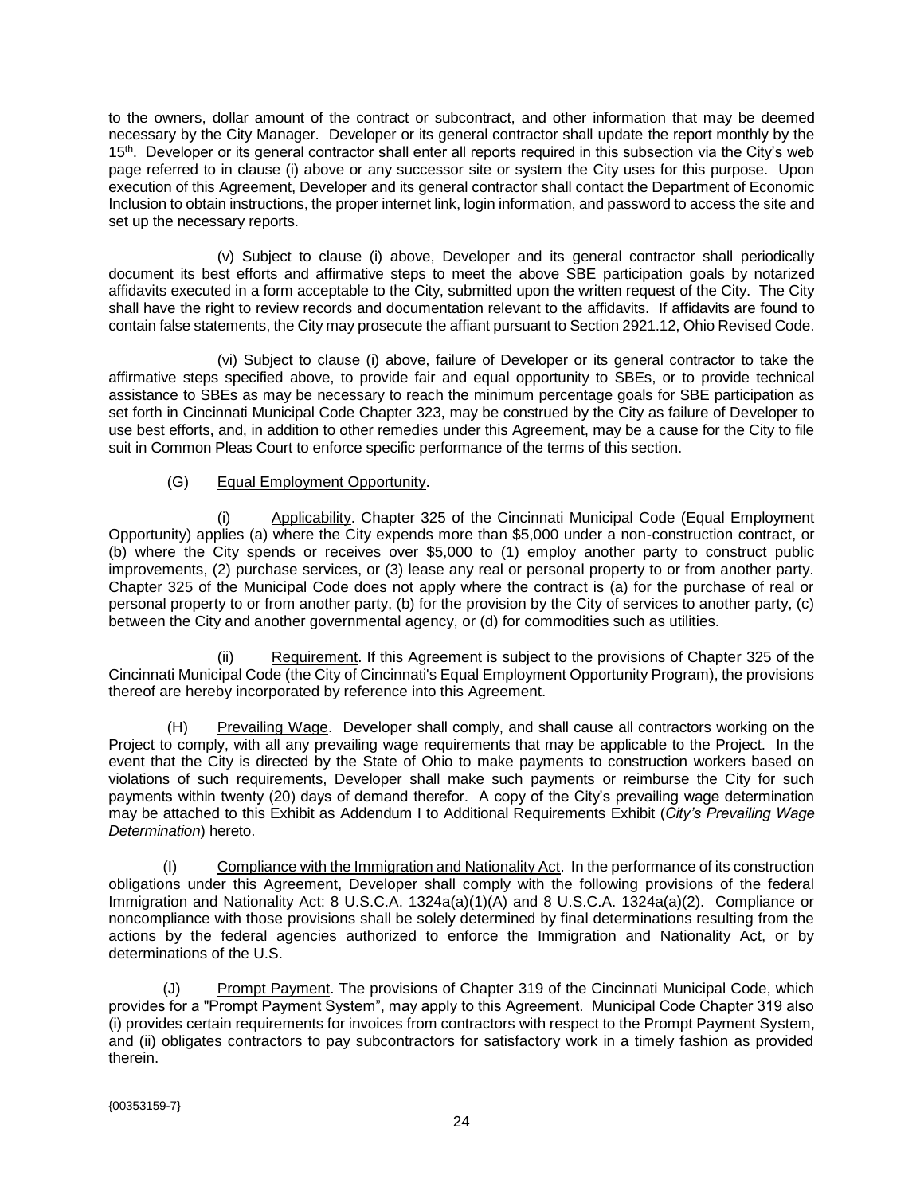to the owners, dollar amount of the contract or subcontract, and other information that may be deemed necessary by the City Manager. Developer or its general contractor shall update the report monthly by the 15th. Developer or its general contractor shall enter all reports required in this subsection via the City's web page referred to in clause (i) above or any successor site or system the City uses for this purpose. Upon execution of this Agreement, Developer and its general contractor shall contact the Department of Economic Inclusion to obtain instructions, the proper internet link, login information, and password to access the site and set up the necessary reports.

(v) Subject to clause (i) above, Developer and its general contractor shall periodically document its best efforts and affirmative steps to meet the above SBE participation goals by notarized affidavits executed in a form acceptable to the City, submitted upon the written request of the City. The City shall have the right to review records and documentation relevant to the affidavits. If affidavits are found to contain false statements, the City may prosecute the affiant pursuant to Section 2921.12, Ohio Revised Code.

(vi) Subject to clause (i) above, failure of Developer or its general contractor to take the affirmative steps specified above, to provide fair and equal opportunity to SBEs, or to provide technical assistance to SBEs as may be necessary to reach the minimum percentage goals for SBE participation as set forth in Cincinnati Municipal Code Chapter 323, may be construed by the City as failure of Developer to use best efforts, and, in addition to other remedies under this Agreement, may be a cause for the City to file suit in Common Pleas Court to enforce specific performance of the terms of this section.

(G) Equal Employment Opportunity.

(i) Applicability. Chapter 325 of the Cincinnati Municipal Code (Equal Employment Opportunity) applies (a) where the City expends more than $5,000 under a non-construction contract, or (b) where the City spends or receives over $5,000 to (1) employ another party to construct public improvements, (2) purchase services, or (3) lease any real or personal property to or from another party. Chapter 325 of the Municipal Code does not apply where the contract is (a) for the purchase of real or personal property to or from another party, (b) for the provision by the City of services to another party, (c) between the City and another governmental agency, or (d) for commodities such as utilities.

(ii) Requirement. If this Agreement is subject to the provisions of Chapter 325 of the Cincinnati Municipal Code (the City of Cincinnati's Equal Employment Opportunity Program), the provisions thereof are hereby incorporated by reference into this Agreement.

(H) Prevailing Wage. Developer shall comply, and shall cause all contractors working on the Project to comply, with all any prevailing wage requirements that may be applicable to the Project. In the event that the City is directed by the State of Ohio to make payments to construction workers based on violations of such requirements, Developer shall make such payments or reimburse the City for such payments within twenty (20) days of demand therefor. A copy of the City's prevailing wage determination may be attached to this Exhibit as Addendum I to Additional Requirements Exhibit (*City's Prevailing Wage Determination*) hereto.

(I) Compliance with the Immigration and Nationality Act. In the performance of its construction obligations under this Agreement, Developer shall comply with the following provisions of the federal Immigration and Nationality Act: 8 U.S.C.A. 1324a(a)(1)(A) and 8 U.S.C.A. 1324a(a)(2). Compliance or noncompliance with those provisions shall be solely determined by final determinations resulting from the actions by the federal agencies authorized to enforce the Immigration and Nationality Act, or by determinations of the U.S.

(J) Prompt Payment. The provisions of Chapter 319 of the Cincinnati Municipal Code, which provides for a "Prompt Payment System", may apply to this Agreement. Municipal Code Chapter 319 also (i) provides certain requirements for invoices from contractors with respect to the Prompt Payment System, and (ii) obligates contractors to pay subcontractors for satisfactory work in a timely fashion as provided therein.

{00353159-7}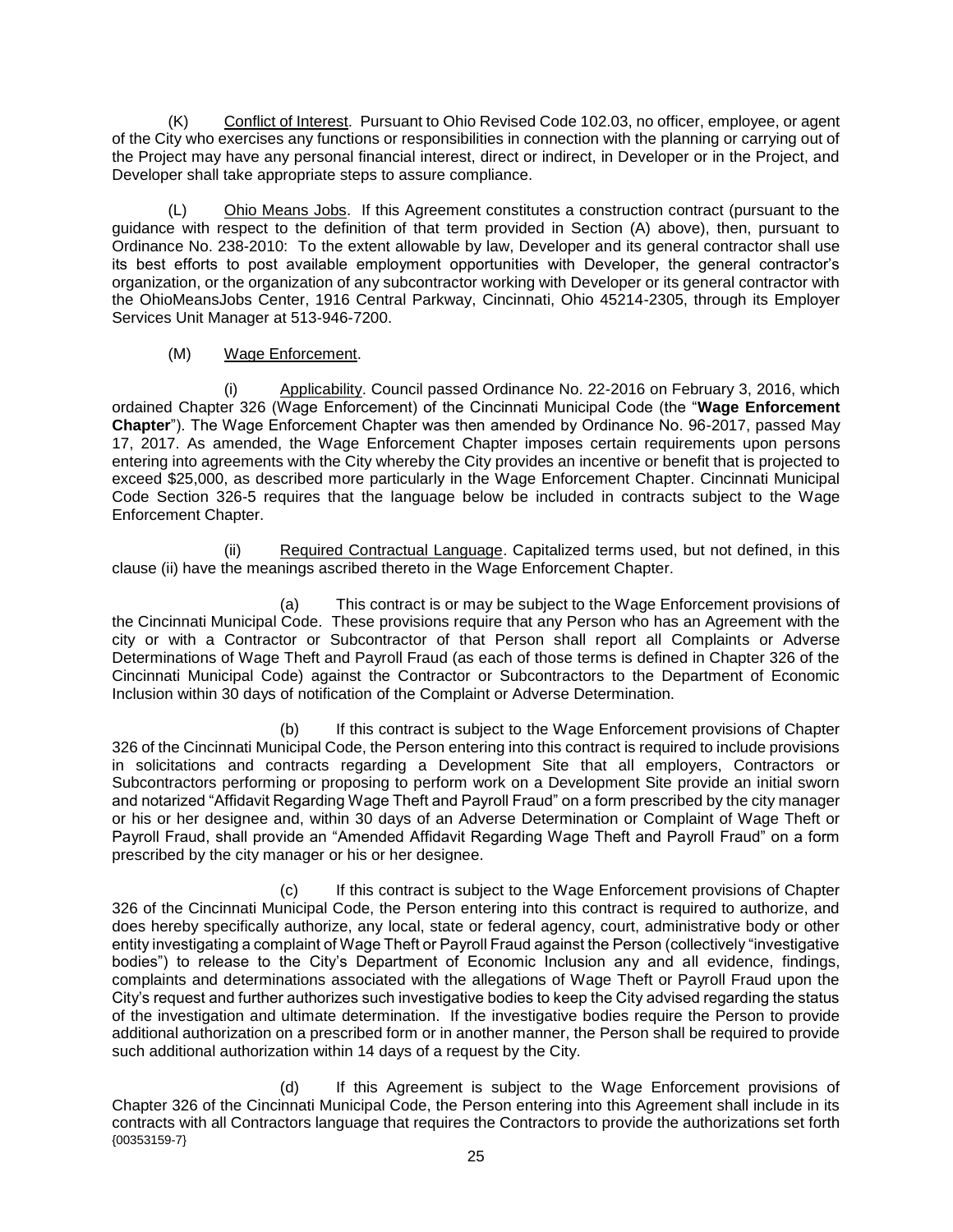(K) <u>Conflict of Interest</u>. Pursuant to Ohio Revised Code 102.03, no officer, employee, or agent of the City who exercises any functions or responsibilities in connection with the planning or carrying out of the Project may have any personal financial interest, direct or indirect, in Developer or in the Project, and Developer shall take appropriate steps to assure compliance.

(L) <u>Ohio Means Jobs</u>. If this Agreement constitutes a construction contract (pursuant to the guidance with respect to the definition of that term provided in Section (A) above), then, pursuant to Ordinance No. 238-2010: To the extent allowable by law, Developer and its general contractor shall use its best efforts to post available employment opportunities with Developer, the general contractor's organization, or the organization of any subcontractor working with Developer or its general contractor with the OhioMeansJobs Center, 1916 Central Parkway, Cincinnati, Ohio 45214-2305, through its Employer Services Unit Manager at 513-946-7200.

(M) <u>Wage Enforcement</u>.

(i) <u>Applicability</u>. Council passed Ordinance No. 22-2016 on February 3, 2016, which ordained Chapter 326 (Wage Enforcement) of the Cincinnati Municipal Code (the "**Wage Enforcement Chapter**"). The Wage Enforcement Chapter was then amended by Ordinance No. 96-2017, passed May 17, 2017. As amended, the Wage Enforcement Chapter imposes certain requirements upon persons entering into agreements with the City whereby the City provides an incentive or benefit that is projected to exceed $25,000, as described more particularly in the Wage Enforcement Chapter. Cincinnati Municipal Code Section 326-5 requires that the language below be included in contracts subject to the Wage Enforcement Chapter.

(ii) <u>Required Contractual Language</u>. Capitalized terms used, but not defined, in this clause (ii) have the meanings ascribed thereto in the Wage Enforcement Chapter.

(a) This contract is or may be subject to the Wage Enforcement provisions of the Cincinnati Municipal Code. These provisions require that any Person who has an Agreement with the city or with a Contractor or Subcontractor of that Person shall report all Complaints or Adverse Determinations of Wage Theft and Payroll Fraud (as each of those terms is defined in Chapter 326 of the Cincinnati Municipal Code) against the Contractor or Subcontractors to the Department of Economic Inclusion within 30 days of notification of the Complaint or Adverse Determination.

(b) If this contract is subject to the Wage Enforcement provisions of Chapter 326 of the Cincinnati Municipal Code, the Person entering into this contract is required to include provisions in solicitations and contracts regarding a Development Site that all employers, Contractors or Subcontractors performing or proposing to perform work on a Development Site provide an initial sworn and notarized "Affidavit Regarding Wage Theft and Payroll Fraud" on a form prescribed by the city manager or his or her designee and, within 30 days of an Adverse Determination or Complaint of Wage Theft or Payroll Fraud, shall provide an "Amended Affidavit Regarding Wage Theft and Payroll Fraud" on a form prescribed by the city manager or his or her designee.

(c) If this contract is subject to the Wage Enforcement provisions of Chapter 326 of the Cincinnati Municipal Code, the Person entering into this contract is required to authorize, and does hereby specifically authorize, any local, state or federal agency, court, administrative body or other entity investigating a complaint of Wage Theft or Payroll Fraud against the Person (collectively "investigative bodies") to release to the City's Department of Economic Inclusion any and all evidence, findings, complaints and determinations associated with the allegations of Wage Theft or Payroll Fraud upon the City's request and further authorizes such investigative bodies to keep the City advised regarding the status of the investigation and ultimate determination. If the investigative bodies require the Person to provide additional authorization on a prescribed form or in another manner, the Person shall be required to provide such additional authorization within 14 days of a request by the City.

(d) If this Agreement is subject to the Wage Enforcement provisions of Chapter 326 of the Cincinnati Municipal Code, the Person entering into this Agreement shall include in its contracts with all Contractors language that requires the Contractors to provide the authorizations set forth

{00353159-7}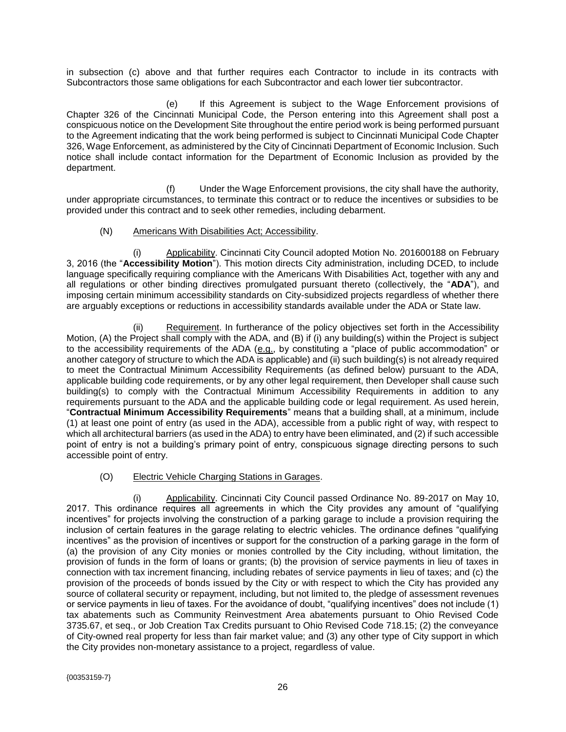in subsection (c) above and that further requires each Contractor to include in its contracts with Subcontractors those same obligations for each Subcontractor and each lower tier subcontractor.

(e) If this Agreement is subject to the Wage Enforcement provisions of Chapter 326 of the Cincinnati Municipal Code, the Person entering into this Agreement shall post a conspicuous notice on the Development Site throughout the entire period work is being performed pursuant to the Agreement indicating that the work being performed is subject to Cincinnati Municipal Code Chapter 326, Wage Enforcement, as administered by the City of Cincinnati Department of Economic Inclusion. Such notice shall include contact information for the Department of Economic Inclusion as provided by the department.

(f) Under the Wage Enforcement provisions, the city shall have the authority, under appropriate circumstances, to terminate this contract or to reduce the incentives or subsidies to be provided under this contract and to seek other remedies, including debarment.

(N) Americans With Disabilities Act; Accessibility.

(i) Applicability. Cincinnati City Council adopted Motion No. 201600188 on February 3, 2016 (the "**Accessibility Motion**"). This motion directs City administration, including DCED, to include language specifically requiring compliance with the Americans With Disabilities Act, together with any and all regulations or other binding directives promulgated pursuant thereto (collectively, the "**ADA**"), and imposing certain minimum accessibility standards on City-subsidized projects regardless of whether there are arguably exceptions or reductions in accessibility standards available under the ADA or State law.

(ii) Requirement. In furtherance of the policy objectives set forth in the Accessibility Motion, (A) the Project shall comply with the ADA, and (B) if (i) any building(s) within the Project is subject to the accessibility requirements of the ADA (e.g., by constituting a "place of public accommodation" or another category of structure to which the ADA is applicable) and (ii) such building(s) is not already required to meet the Contractual Minimum Accessibility Requirements (as defined below) pursuant to the ADA, applicable building code requirements, or by any other legal requirement, then Developer shall cause such building(s) to comply with the Contractual Minimum Accessibility Requirements in addition to any requirements pursuant to the ADA and the applicable building code or legal requirement. As used herein, "**Contractual Minimum Accessibility Requirements**" means that a building shall, at a minimum, include (1) at least one point of entry (as used in the ADA), accessible from a public right of way, with respect to which all architectural barriers (as used in the ADA) to entry have been eliminated, and (2) if such accessible point of entry is not a building's primary point of entry, conspicuous signage directing persons to such accessible point of entry.

(O) Electric Vehicle Charging Stations in Garages.

(i) Applicability. Cincinnati City Council passed Ordinance No. 89-2017 on May 10, 2017. This ordinance requires all agreements in which the City provides any amount of "qualifying incentives" for projects involving the construction of a parking garage to include a provision requiring the inclusion of certain features in the garage relating to electric vehicles. The ordinance defines "qualifying incentives" as the provision of incentives or support for the construction of a parking garage in the form of (a) the provision of any City monies or monies controlled by the City including, without limitation, the provision of funds in the form of loans or grants; (b) the provision of service payments in lieu of taxes in connection with tax increment financing, including rebates of service payments in lieu of taxes; and (c) the provision of the proceeds of bonds issued by the City or with respect to which the City has provided any source of collateral security or repayment, including, but not limited to, the pledge of assessment revenues or service payments in lieu of taxes. For the avoidance of doubt, "qualifying incentives" does not include (1) tax abatements such as Community Reinvestment Area abatements pursuant to Ohio Revised Code 3735.67, et seq., or Job Creation Tax Credits pursuant to Ohio Revised Code 718.15; (2) the conveyance of City-owned real property for less than fair market value; and (3) any other type of City support in which the City provides non-monetary assistance to a project, regardless of value.

{00353159-7}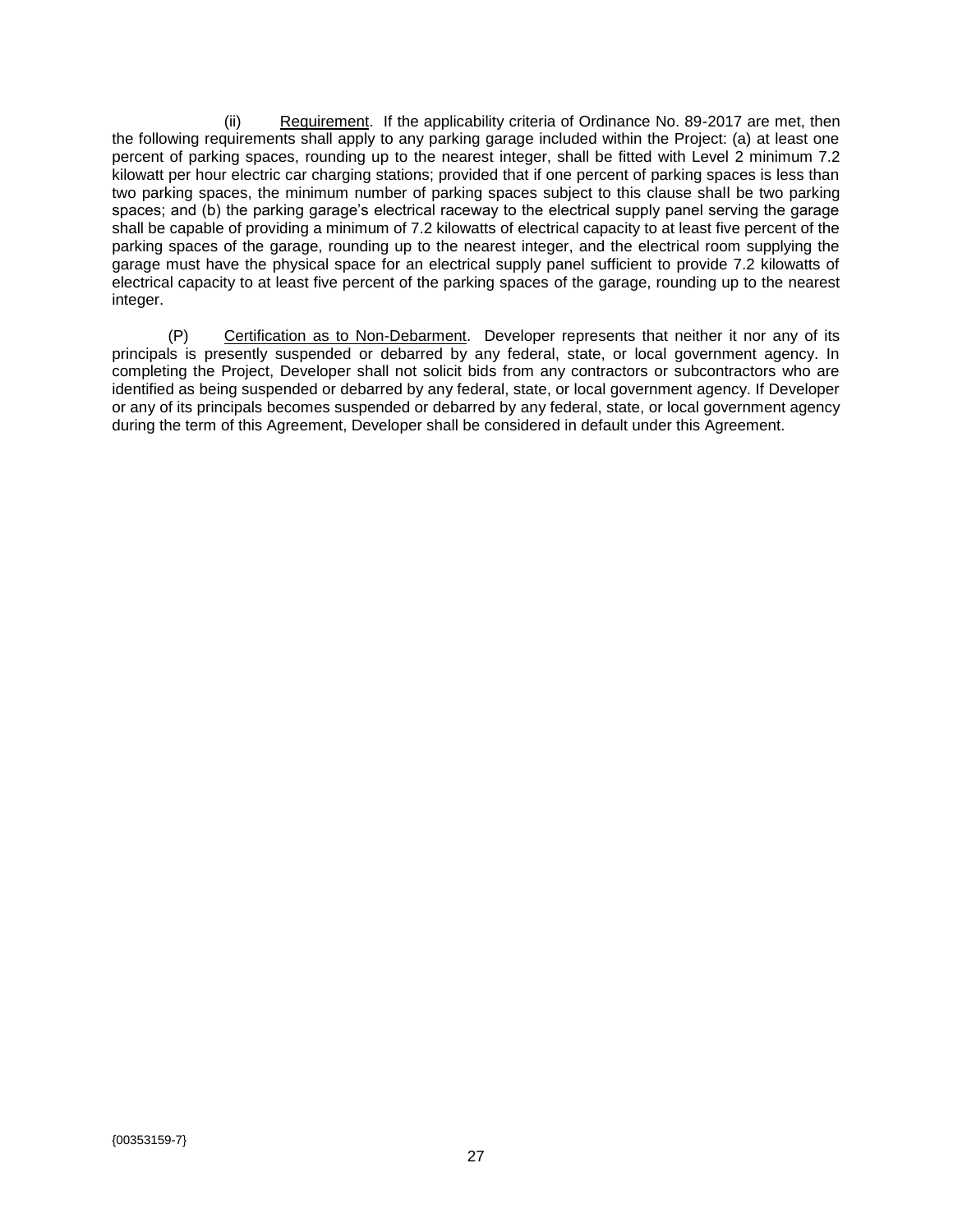(ii) Requirement. If the applicability criteria of Ordinance No. 89-2017 are met, then the following requirements shall apply to any parking garage included within the Project: (a) at least one percent of parking spaces, rounding up to the nearest integer, shall be fitted with Level 2 minimum 7.2 kilowatt per hour electric car charging stations; provided that if one percent of parking spaces is less than two parking spaces, the minimum number of parking spaces subject to this clause shall be two parking spaces; and (b) the parking garage's electrical raceway to the electrical supply panel serving the garage shall be capable of providing a minimum of 7.2 kilowatts of electrical capacity to at least five percent of the parking spaces of the garage, rounding up to the nearest integer, and the electrical room supplying the garage must have the physical space for an electrical supply panel sufficient to provide 7.2 kilowatts of electrical capacity to at least five percent of the parking spaces of the garage, rounding up to the nearest integer.

(P) Certification as to Non-Debarment. Developer represents that neither it nor any of its principals is presently suspended or debarred by any federal, state, or local government agency. In completing the Project, Developer shall not solicit bids from any contractors or subcontractors who are identified as being suspended or debarred by any federal, state, or local government agency. If Developer or any of its principals becomes suspended or debarred by any federal, state, or local government agency during the term of this Agreement, Developer shall be considered in default under this Agreement.

{00353159-7}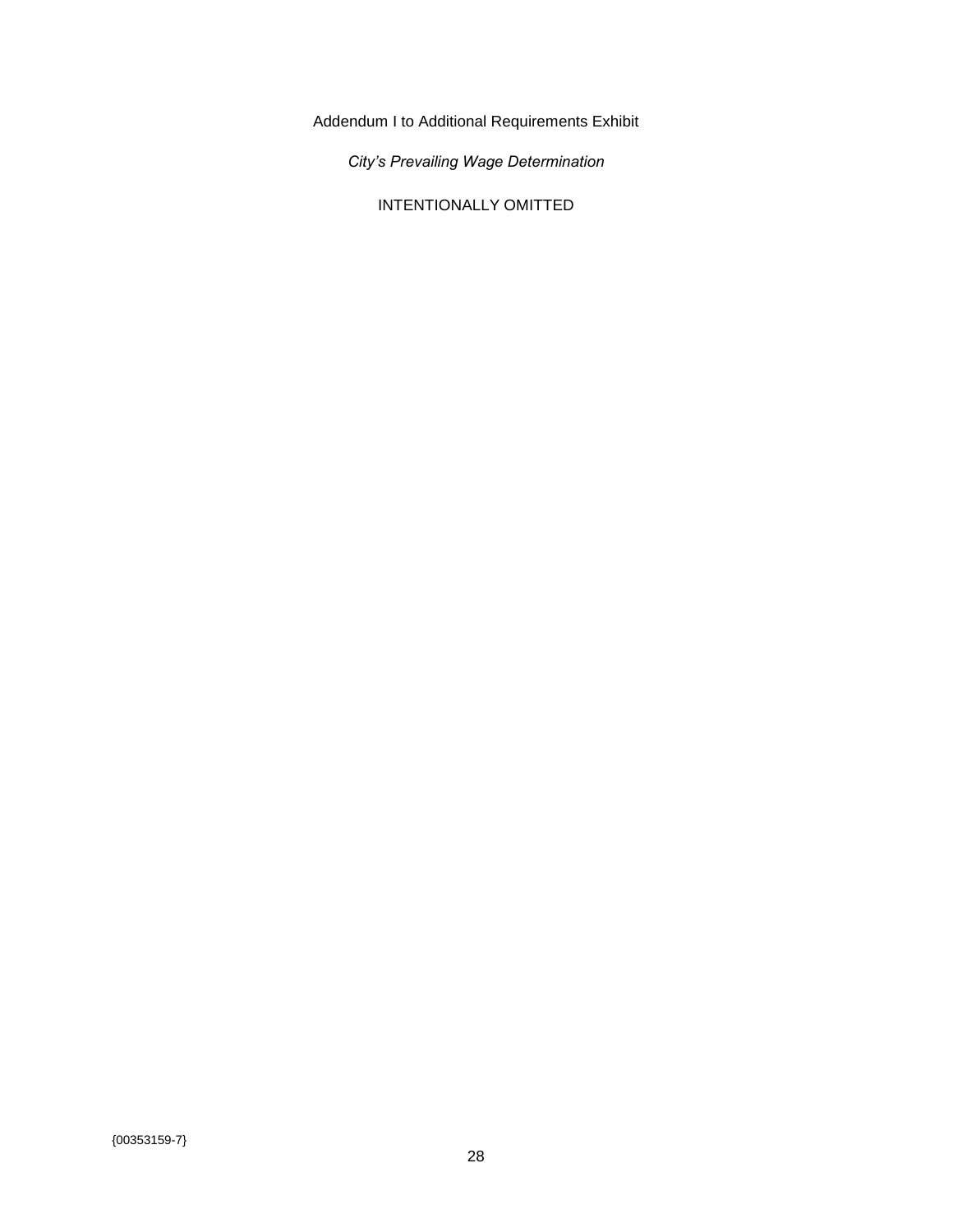# Addendum I to Additional Requirements Exhibit

*City's Prevailing Wage Determination*

INTENTIONALLY OMITTED

{00353159-7}